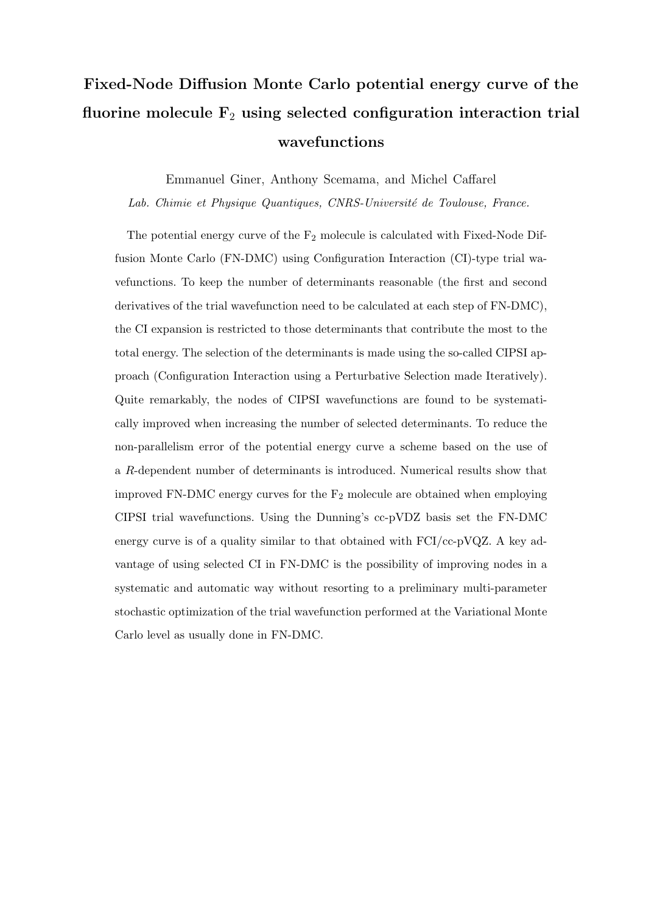# Fixed-Node Diffusion Monte Carlo potential energy curve of the fluorine molecule $F_2$ using selected configuration interaction trial wavefunctions

Emmanuel Giner, Anthony Scemama, and Michel Caffarel

*Lab. Chimie et Physique Quantiques, CNRS-Université de Toulouse, France.*

The potential energy curve of the $F_2$ molecule is calculated with Fixed-Node Diffusion Monte Carlo (FN-DMC) using Configuration Interaction (CI)-type trial wavefunctions. To keep the number of determinants reasonable (the first and second derivatives of the trial wavefunction need to be calculated at each step of FN-DMC), the CI expansion is restricted to those determinants that contribute the most to the total energy. The selection of the determinants is made using the so-called CIPSI approach (Configuration Interaction using a Perturbative Selection made Iteratively). Quite remarkably, the nodes of CIPSI wavefunctions are found to be systematically improved when increasing the number of selected determinants. To reduce the non-parallelism error of the potential energy curve a scheme based on the use of a $R$-dependent number of determinants is introduced. Numerical results show that improved FN-DMC energy curves for the $F_2$ molecule are obtained when employing CIPSI trial wavefunctions. Using the Dunning's cc-pVDZ basis set the FN-DMC energy curve is of a quality similar to that obtained with FCI/cc-pVQZ. A key advantage of using selected CI in FN-DMC is the possibility of improving nodes in a systematic and automatic way without resorting to a preliminary multi-parameter stochastic optimization of the trial wavefunction performed at the Variational Monte Carlo level as usually done in FN-DMC.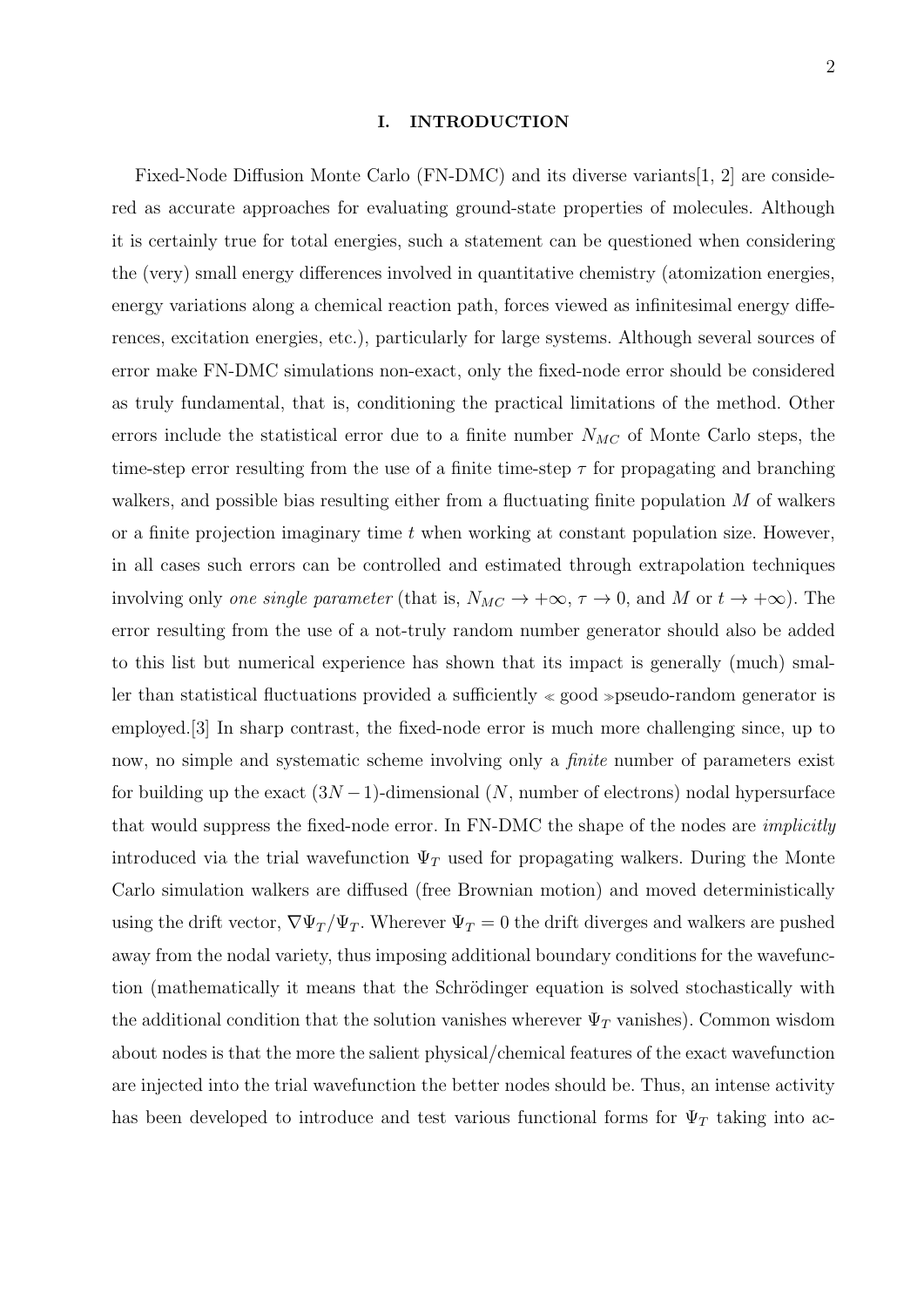## I. INTRODUCTION

Fixed-Node Diffusion Monte Carlo (FN-DMC) and its diverse variants[1, 2] are considered as accurate approaches for evaluating ground-state properties of molecules. Although it is certainly true for total energies, such a statement can be questioned when considering the (very) small energy differences involved in quantitative chemistry (atomization energies, energy variations along a chemical reaction path, forces viewed as infinitesimal energy differences, excitation energies, etc.), particularly for large systems. Although several sources of error make FN-DMC simulations non-exact, only the fixed-node error should be considered as truly fundamental, that is, conditioning the practical limitations of the method. Other errors include the statistical error due to a finite number $N_{MC}$ of Monte Carlo steps, the time-step error resulting from the use of a finite time-step $\tau$ for propagating and branching walkers, and possible bias resulting either from a fluctuating finite population $M$ of walkers or a finite projection imaginary time $t$ when working at constant population size. However, in all cases such errors can be controlled and estimated through extrapolation techniques involving only *one single parameter* (that is, $N_{MC} \to +\infty$, $\tau \to 0$, and $M$ or $t \to +\infty$). The error resulting from the use of a not-truly random number generator should also be added to this list but numerical experience has shown that its impact is generally (much) smaller than statistical fluctuations provided a sufficiently « good »pseudo-random generator is employed.[3] In sharp contrast, the fixed-node error is much more challenging since, up to now, no simple and systematic scheme involving only a *finite* number of parameters exist for building up the exact $(3N-1)$-dimensional ($N$, number of electrons) nodal hypersurface that would suppress the fixed-node error. In FN-DMC the shape of the nodes are *implicitly* introduced via the trial wavefunction $\Psi_T$ used for propagating walkers. During the Monte Carlo simulation walkers are diffused (free Brownian motion) and moved deterministically using the drift vector, $\nabla\Psi_T/\Psi_T$. Wherever $\Psi_T = 0$ the drift diverges and walkers are pushed away from the nodal variety, thus imposing additional boundary conditions for the wavefunction (mathematically it means that the Schrödinger equation is solved stochastically with the additional condition that the solution vanishes wherever $\Psi_T$ vanishes). Common wisdom about nodes is that the more the salient physical/chemical features of the exact wavefunction are injected into the trial wavefunction the better nodes should be. Thus, an intense activity has been developed to introduce and test various functional forms for $\Psi_T$ taking into ac-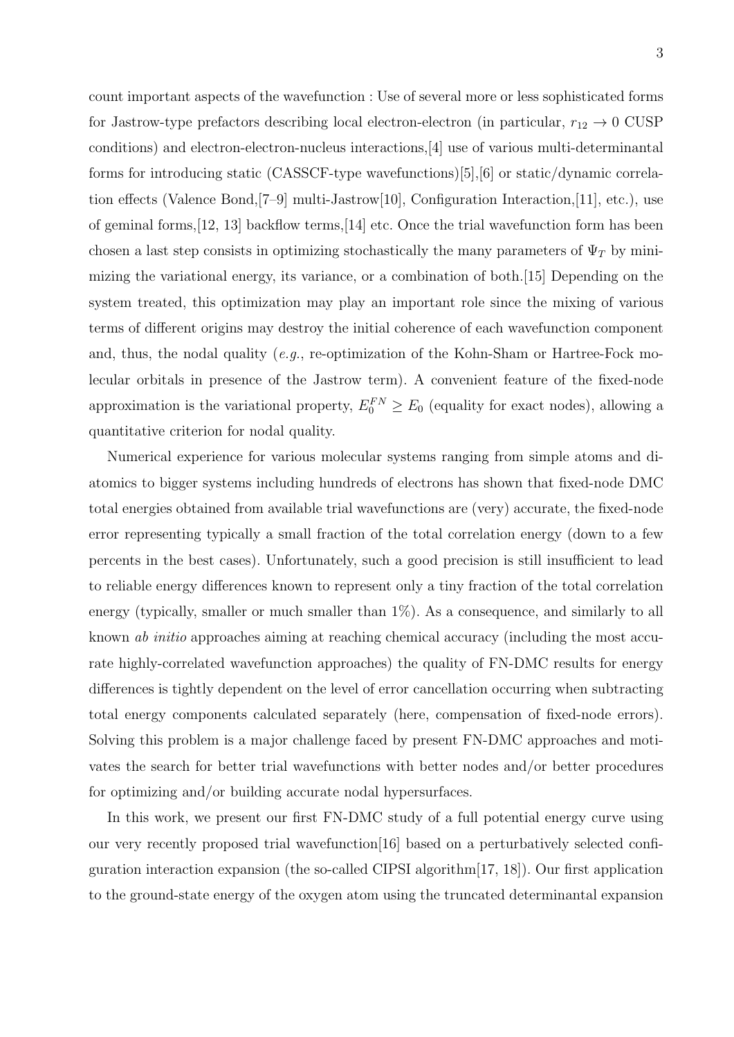count important aspects of the wavefunction : Use of several more or less sophisticated forms for Jastrow-type prefactors describing local electron-electron (in particular, $r_{12} \to 0$ CUSP conditions) and electron-electron-nucleus interactions,[4] use of various multi-determinantal forms for introducing static (CASSCF-type wavefunctions)[5],[6] or static/dynamic correlation effects (Valence Bond,[7–9] multi-Jastrow[10], Configuration Interaction,[11], etc.), use of geminal forms,[12, 13] backflow terms,[14] etc. Once the trial wavefunction form has been chosen a last step consists in optimizing stochastically the many parameters of $\Psi_T$ by minimizing the variational energy, its variance, or a combination of both.[15] Depending on the system treated, this optimization may play an important role since the mixing of various terms of different origins may destroy the initial coherence of each wavefunction component and, thus, the nodal quality (*e.g.*, re-optimization of the Kohn-Sham or Hartree-Fock molecular orbitals in presence of the Jastrow term). A convenient feature of the fixed-node approximation is the variational property, $E_0^{FN} \geq E_0$ (equality for exact nodes), allowing a quantitative criterion for nodal quality.

Numerical experience for various molecular systems ranging from simple atoms and diatomics to bigger systems including hundreds of electrons has shown that fixed-node DMC total energies obtained from available trial wavefunctions are (very) accurate, the fixed-node error representing typically a small fraction of the total correlation energy (down to a few percents in the best cases). Unfortunately, such a good precision is still insufficient to lead to reliable energy differences known to represent only a tiny fraction of the total correlation energy (typically, smaller or much smaller than 1%). As a consequence, and similarly to all known *ab initio* approaches aiming at reaching chemical accuracy (including the most accurate highly-correlated wavefunction approaches) the quality of FN-DMC results for energy differences is tightly dependent on the level of error cancellation occurring when subtracting total energy components calculated separately (here, compensation of fixed-node errors). Solving this problem is a major challenge faced by present FN-DMC approaches and motivates the search for better trial wavefunctions with better nodes and/or better procedures for optimizing and/or building accurate nodal hypersurfaces.

In this work, we present our first FN-DMC study of a full potential energy curve using our very recently proposed trial wavefunction[16] based on a perturbatively selected configuration interaction expansion (the so-called CIPSI algorithm[17, 18]). Our first application to the ground-state energy of the oxygen atom using the truncated determinantal expansion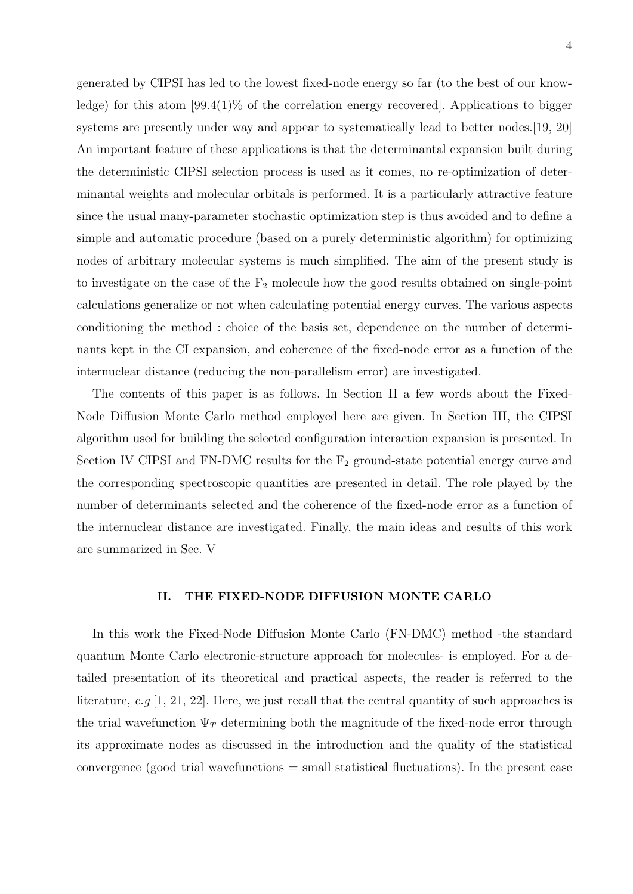generated by CIPSI has led to the lowest fixed-node energy so far (to the best of our knowledge) for this atom [99.4(1)% of the correlation energy recovered]. Applications to bigger systems are presently under way and appear to systematically lead to better nodes.[19, 20] An important feature of these applications is that the determinantal expansion built during the deterministic CIPSI selection process is used as it comes, no re-optimization of determinantal weights and molecular orbitals is performed. It is a particularly attractive feature since the usual many-parameter stochastic optimization step is thus avoided and to define a simple and automatic procedure (based on a purely deterministic algorithm) for optimizing nodes of arbitrary molecular systems is much simplified. The aim of the present study is to investigate on the case of the $F_2$ molecule how the good results obtained on single-point calculations generalize or not when calculating potential energy curves. The various aspects conditioning the method : choice of the basis set, dependence on the number of determinants kept in the CI expansion, and coherence of the fixed-node error as a function of the internuclear distance (reducing the non-parallelism error) are investigated.

The contents of this paper is as follows. In Section II a few words about the Fixed-Node Diffusion Monte Carlo method employed here are given. In Section III, the CIPSI algorithm used for building the selected configuration interaction expansion is presented. In Section IV CIPSI and FN-DMC results for the $F_2$ ground-state potential energy curve and the corresponding spectroscopic quantities are presented in detail. The role played by the number of determinants selected and the coherence of the fixed-node error as a function of the internuclear distance are investigated. Finally, the main ideas and results of this work are summarized in Sec. V

## II. THE FIXED-NODE DIFFUSION MONTE CARLO

In this work the Fixed-Node Diffusion Monte Carlo (FN-DMC) method -the standard quantum Monte Carlo electronic-structure approach for molecules- is employed. For a detailed presentation of its theoretical and practical aspects, the reader is referred to the literature, *e.g* [1, 21, 22]. Here, we just recall that the central quantity of such approaches is the trial wavefunction $\Psi_T$ determining both the magnitude of the fixed-node error through its approximate nodes as discussed in the introduction and the quality of the statistical convergence (good trial wavefunctions = small statistical fluctuations). In the present case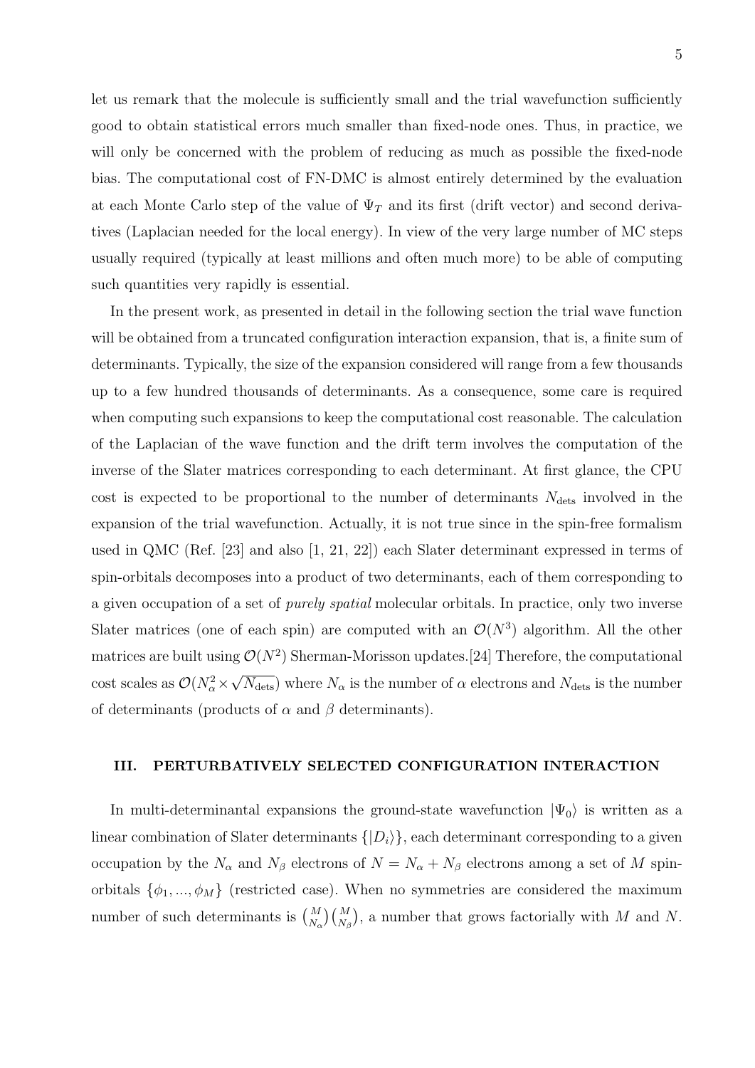let us remark that the molecule is sufficiently small and the trial wavefunction sufficiently good to obtain statistical errors much smaller than fixed-node ones. Thus, in practice, we will only be concerned with the problem of reducing as much as possible the fixed-node bias. The computational cost of FN-DMC is almost entirely determined by the evaluation at each Monte Carlo step of the value of $\Psi_T$ and its first (drift vector) and second derivatives (Laplacian needed for the local energy). In view of the very large number of MC steps usually required (typically at least millions and often much more) to be able of computing such quantities very rapidly is essential.

In the present work, as presented in detail in the following section the trial wave function will be obtained from a truncated configuration interaction expansion, that is, a finite sum of determinants. Typically, the size of the expansion considered will range from a few thousands up to a few hundred thousands of determinants. As a consequence, some care is required when computing such expansions to keep the computational cost reasonable. The calculation of the Laplacian of the wave function and the drift term involves the computation of the inverse of the Slater matrices corresponding to each determinant. At first glance, the CPU cost is expected to be proportional to the number of determinants $N_{\rm dets}$ involved in the expansion of the trial wavefunction. Actually, it is not true since in the spin-free formalism used in QMC (Ref. [23] and also [1, 21, 22]) each Slater determinant expressed in terms of spin-orbitals decomposes into a product of two determinants, each of them corresponding to a given occupation of a set of *purely spatial* molecular orbitals. In practice, only two inverse Slater matrices (one of each spin) are computed with an $\mathcal{O}(N^3)$ algorithm. All the other matrices are built using $\mathcal{O}(N^2)$ Sherman-Morisson updates.[24] Therefore, the computational cost scales as $\mathcal{O}(N_\alpha^2 \times \sqrt{N_{\rm dets}})$ where $N_\alpha$ is the number of $\alpha$ electrons and $N_{\rm dets}$ is the number of determinants (products of $\alpha$ and $\beta$ determinants).

## III. PERTURBATIVELY SELECTED CONFIGURATION INTERACTION

In multi-determinantal expansions the ground-state wavefunction $|\Psi_0\rangle$ is written as a linear combination of Slater determinants $\{|D_i\rangle\}$, each determinant corresponding to a given occupation by the $N_\alpha$ and $N_\beta$ electrons of $N = N_\alpha + N_\beta$ electrons among a set of $M$ spin-orbitals $\{\phi_1, ..., \phi_M\}$ (restricted case). When no symmetries are considered the maximum number of such determinants is $\binom{M}{N_\alpha}\binom{M}{N_\beta}$, a number that grows factorially with $M$ and $N$.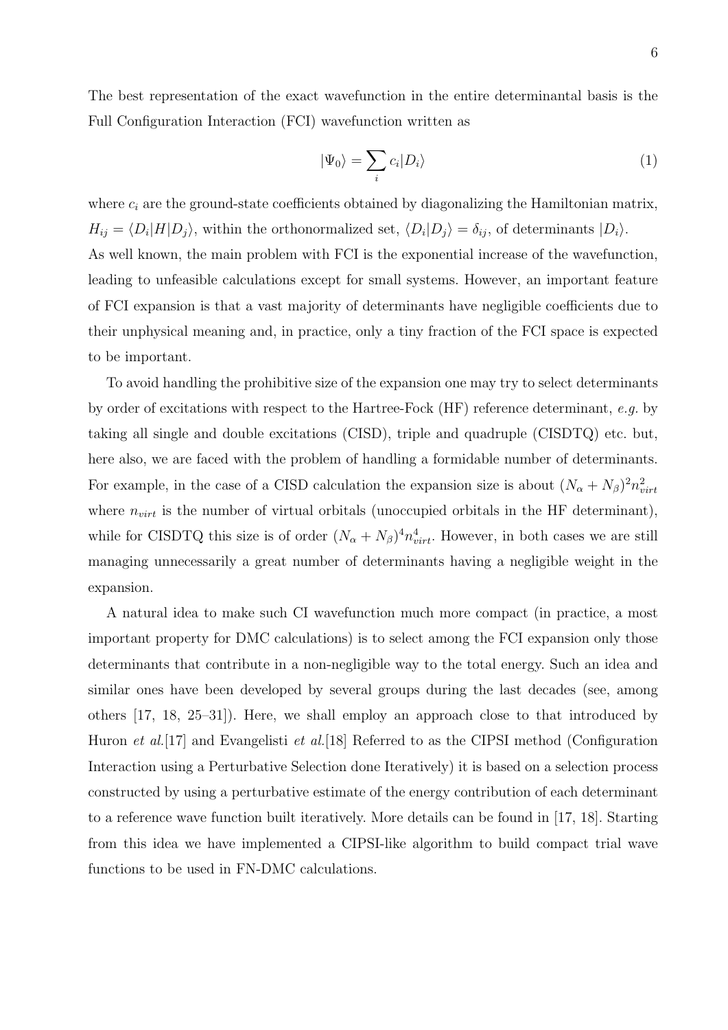The best representation of the exact wavefunction in the entire determinantal basis is the Full Configuration Interaction (FCI) wavefunction written as

$$|\Psi_0\rangle = \sum_i c_i |D_i\rangle \tag{1}$$

where $c_i$ are the ground-state coefficients obtained by diagonalizing the Hamiltonian matrix, $H_{ij} = \langle D_i|H|D_j\rangle$, within the orthonormalized set, $\langle D_i|D_j\rangle = \delta_{ij}$, of determinants $|D_i\rangle$.
As well known, the main problem with FCI is the exponential increase of the wavefunction, leading to unfeasible calculations except for small systems. However, an important feature of FCI expansion is that a vast majority of determinants have negligible coefficients due to their unphysical meaning and, in practice, only a tiny fraction of the FCI space is expected to be important.

To avoid handling the prohibitive size of the expansion one may try to select determinants by order of excitations with respect to the Hartree-Fock (HF) reference determinant, *e.g.* by taking all single and double excitations (CISD), triple and quadruple (CISDTQ) etc. but, here also, we are faced with the problem of handling a formidable number of determinants. For example, in the case of a CISD calculation the expansion size is about $(N_\alpha + N_\beta)^2 n_{virt}^2$ where $n_{virt}$ is the number of virtual orbitals (unoccupied orbitals in the HF determinant), while for CISDTQ this size is of order $(N_\alpha + N_\beta)^4 n_{virt}^4$. However, in both cases we are still managing unnecessarily a great number of determinants having a negligible weight in the expansion.

A natural idea to make such CI wavefunction much more compact (in practice, a most important property for DMC calculations) is to select among the FCI expansion only those determinants that contribute in a non-negligible way to the total energy. Such an idea and similar ones have been developed by several groups during the last decades (see, among others [17, 18, 25–31]). Here, we shall employ an approach close to that introduced by Huron *et al.*[17] and Evangelisti *et al.*[18] Referred to as the CIPSI method (Configuration Interaction using a Perturbative Selection done Iteratively) it is based on a selection process constructed by using a perturbative estimate of the energy contribution of each determinant to a reference wave function built iteratively. More details can be found in [17, 18]. Starting from this idea we have implemented a CIPSI-like algorithm to build compact trial wave functions to be used in FN-DMC calculations.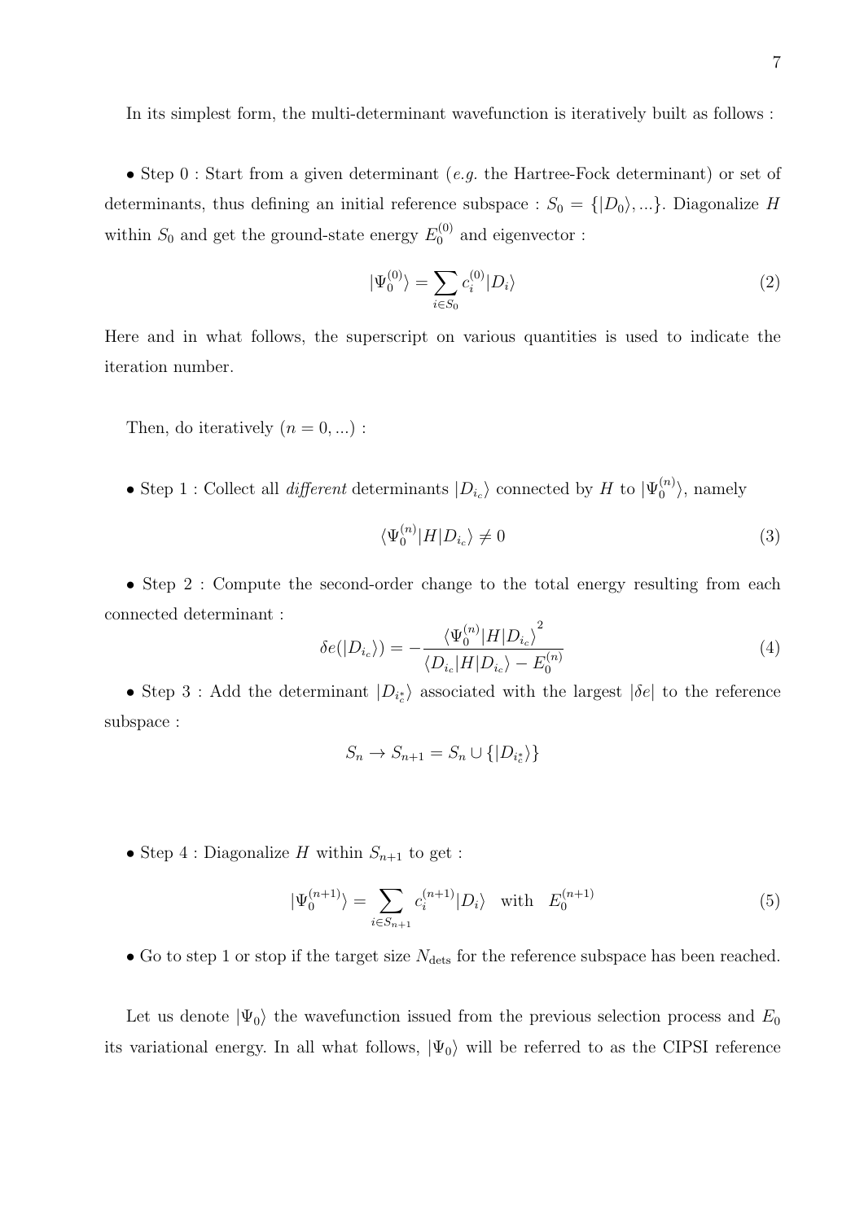In its simplest form, the multi-determinant wavefunction is iteratively built as follows :

• Step 0 : Start from a given determinant (*e.g.* the Hartree-Fock determinant) or set of determinants, thus defining an initial reference subspace : $S_0 = \{|D_0\rangle, ...\}$. Diagonalize $H$ within $S_0$ and get the ground-state energy $E_0^{(0)}$ and eigenvector :

$$|\Psi_0^{(0)}\rangle = \sum_{i \in S_0} c_i^{(0)} |D_i\rangle \tag{2}$$

Here and in what follows, the superscript on various quantities is used to indicate the iteration number.

Then, do iteratively ($n = 0, ...$) :

• Step 1 : Collect all *different* determinants $|D_{i_c}\rangle$ connected by $H$ to $|\Psi_0^{(n)}\rangle$, namely

$$\langle \Psi_0^{(n)} | H | D_{i_c} \rangle \neq 0 \tag{3}$$

• Step 2 : Compute the second-order change to the total energy resulting from each connected determinant :

$$\delta e(|D_{i_c}\rangle) = -\frac{\langle \Psi_0^{(n)} | H | D_{i_c} \rangle^2}{\langle D_{i_c} | H | D_{i_c} \rangle - E_0^{(n)}} \tag{4}$$

• Step 3 : Add the determinant $|D_{i_c^*}\rangle$ associated with the largest $|\delta e|$ to the reference subspace :

$$S_n \rightarrow S_{n+1} = S_n \cup \{|D_{i_c^*}\rangle\}$$

• Step 4 : Diagonalize $H$ within $S_{n+1}$ to get :

$$|\Psi_0^{(n+1)}\rangle = \sum_{i \in S_{n+1}} c_i^{(n+1)} |D_i\rangle \quad \text{with} \quad E_0^{(n+1)} \tag{5}$$

• Go to step 1 or stop if the target size $N_{\text{dets}}$ for the reference subspace has been reached.

Let us denote $|\Psi_0\rangle$ the wavefunction issued from the previous selection process and $E_0$ its variational energy. In all what follows, $|\Psi_0\rangle$ will be referred to as the CIPSI reference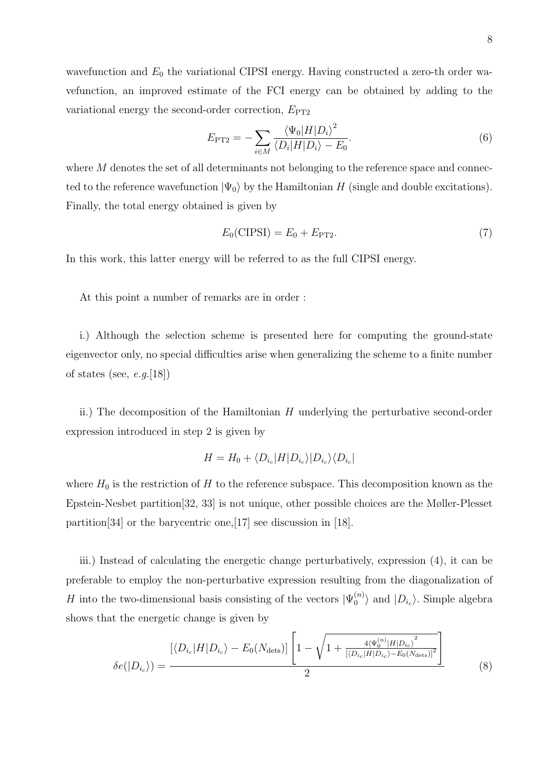wavefunction and $E_0$ the variational CIPSI energy. Having constructed a zero-th order wavefunction, an improved estimate of the FCI energy can be obtained by adding to the variational energy the second-order correction, $E_{\mathrm{PT2}}$

$$E_{\mathrm{PT2}} = -\sum_{i \in M} \frac{\langle \Psi_0 | H | D_i \rangle^2}{\langle D_i | H | D_i \rangle - E_0}. \tag{6}$$

where $M$ denotes the set of all determinants not belonging to the reference space and connected to the reference wavefunction $|\Psi_0\rangle$ by the Hamiltonian $H$ (single and double excitations). Finally, the total energy obtained is given by

$$E_0(\mathrm{CIPSI}) = E_0 + E_{\mathrm{PT2}}. \tag{7}$$

In this work, this latter energy will be referred to as the full CIPSI energy.

At this point a number of remarks are in order :

i.) Although the selection scheme is presented here for computing the ground-state eigenvector only, no special difficulties arise when generalizing the scheme to a finite number of states (see, *e.g.*[18])

ii.) The decomposition of the Hamiltonian $H$ underlying the perturbative second-order expression introduced in step 2 is given by

$$H = H_0 + \langle D_{i_c} | H | D_{i_c} \rangle |D_{i_c}\rangle \langle D_{i_c}|$$

where $H_0$ is the restriction of $H$ to the reference subspace. This decomposition known as the Epstein-Nesbet partition[32, 33] is not unique, other possible choices are the Møller-Plesset partition[34] or the barycentric one,[17] see discussion in [18].

iii.) Instead of calculating the energetic change perturbatively, expression (4), it can be preferable to employ the non-perturbative expression resulting from the diagonalization of $H$ into the two-dimensional basis consisting of the vectors $|\Psi_0^{(n)}\rangle$ and $|D_{i_c}\rangle$. Simple algebra shows that the energetic change is given by

$$\delta e(|D_{i_c}\rangle) = \frac{[\langle D_{i_c} | H | D_{i_c} \rangle - E_0(N_{\mathrm{dets}})] \left[ 1 - \sqrt{1 + \frac{4 \langle \Psi_0^{(n)} | H | D_{i_c} \rangle^2}{[\langle D_{i_c} | H | D_{i_c} \rangle - E_0(N_{\mathrm{dets}})]^2}} \right]}{2} \tag{8}$$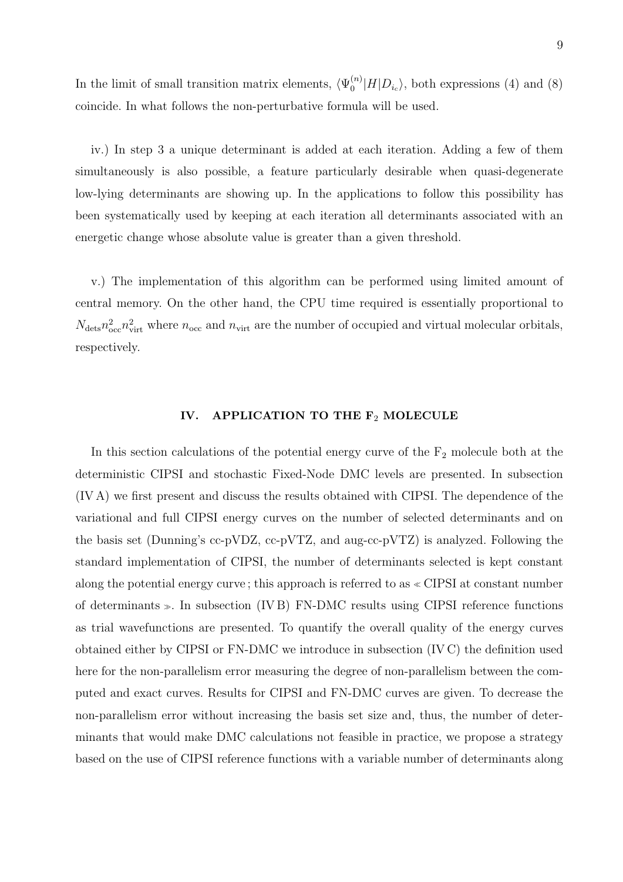In the limit of small transition matrix elements, $\langle \Psi_0^{(n)} | H | D_{i_c} \rangle$, both expressions (4) and (8) coincide. In what follows the non-perturbative formula will be used.

iv.) In step 3 a unique determinant is added at each iteration. Adding a few of them simultaneously is also possible, a feature particularly desirable when quasi-degenerate low-lying determinants are showing up. In the applications to follow this possibility has been systematically used by keeping at each iteration all determinants associated with an energetic change whose absolute value is greater than a given threshold.

v.) The implementation of this algorithm can be performed using limited amount of central memory. On the other hand, the CPU time required is essentially proportional to $N_{\rm dets} n_{\rm occ}^2 n_{\rm virt}^2$ where $n_{\rm occ}$ and $n_{\rm virt}$ are the number of occupied and virtual molecular orbitals, respectively.

## IV. APPLICATION TO THE $F_2$ MOLECULE

In this section calculations of the potential energy curve of the $F_2$ molecule both at the deterministic CIPSI and stochastic Fixed-Node DMC levels are presented. In subsection (IV A) we first present and discuss the results obtained with CIPSI. The dependence of the variational and full CIPSI energy curves on the number of selected determinants and on the basis set (Dunning's cc-pVDZ, cc-pVTZ, and aug-cc-pVTZ) is analyzed. Following the standard implementation of CIPSI, the number of determinants selected is kept constant along the potential energy curve ; this approach is referred to as « CIPSI at constant number of determinants ». In subsection (IV B) FN-DMC results using CIPSI reference functions as trial wavefunctions are presented. To quantify the overall quality of the energy curves obtained either by CIPSI or FN-DMC we introduce in subsection (IV C) the definition used here for the non-parallelism error measuring the degree of non-parallelism between the computed and exact curves. Results for CIPSI and FN-DMC curves are given. To decrease the non-parallelism error without increasing the basis set size and, thus, the number of determinants that would make DMC calculations not feasible in practice, we propose a strategy based on the use of CIPSI reference functions with a variable number of determinants along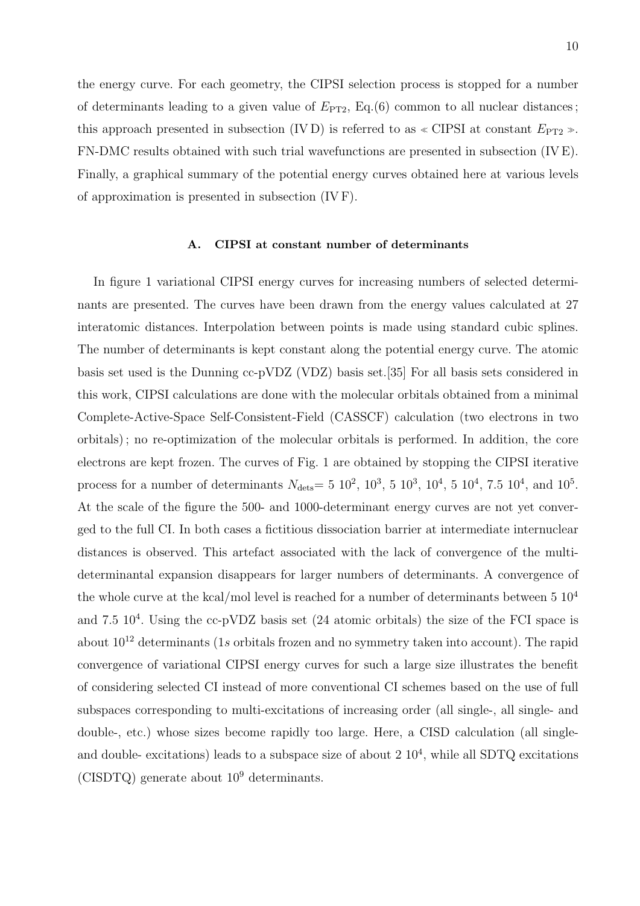the energy curve. For each geometry, the CIPSI selection process is stopped for a number of determinants leading to a given value of $E_{\rm PT2}$, Eq.(6) common to all nuclear distances; this approach presented in subsection (IV D) is referred to as ≪ CIPSI at constant $E_{\rm PT2}$ ≫. FN-DMC results obtained with such trial wavefunctions are presented in subsection (IV E). Finally, a graphical summary of the potential energy curves obtained here at various levels of approximation is presented in subsection (IV F).

### A. CIPSI at constant number of determinants

In figure 1 variational CIPSI energy curves for increasing numbers of selected determinants are presented. The curves have been drawn from the energy values calculated at 27 interatomic distances. Interpolation between points is made using standard cubic splines. The number of determinants is kept constant along the potential energy curve. The atomic basis set used is the Dunning cc-pVDZ (VDZ) basis set.[35] For all basis sets considered in this work, CIPSI calculations are done with the molecular orbitals obtained from a minimal Complete-Active-Space Self-Consistent-Field (CASSCF) calculation (two electrons in two orbitals); no re-optimization of the molecular orbitals is performed. In addition, the core electrons are kept frozen. The curves of Fig. 1 are obtained by stopping the CIPSI iterative process for a number of determinants $N_{\rm dets}$= $5\ 10^2$, $10^3$, $5\ 10^3$, $10^4$, $5\ 10^4$, $7.5\ 10^4$, and $10^5$. At the scale of the figure the 500- and 1000-determinant energy curves are not yet converged to the full CI. In both cases a fictitious dissociation barrier at intermediate internuclear distances is observed. This artefact associated with the lack of convergence of the multi-determinantal expansion disappears for larger numbers of determinants. A convergence of the whole curve at the kcal/mol level is reached for a number of determinants between $5\ 10^4$ and $7.5\ 10^4$. Using the cc-pVDZ basis set (24 atomic orbitals) the size of the FCI space is about $10^{12}$ determinants ($1s$ orbitals frozen and no symmetry taken into account). The rapid convergence of variational CIPSI energy curves for such a large size illustrates the benefit of considering selected CI instead of more conventional CI schemes based on the use of full subspaces corresponding to multi-excitations of increasing order (all single-, all single- and double-, etc.) whose sizes become rapidly too large. Here, a CISD calculation (all single- and double- excitations) leads to a subspace size of about $2\ 10^4$, while all SDTQ excitations (CISDTQ) generate about $10^9$ determinants.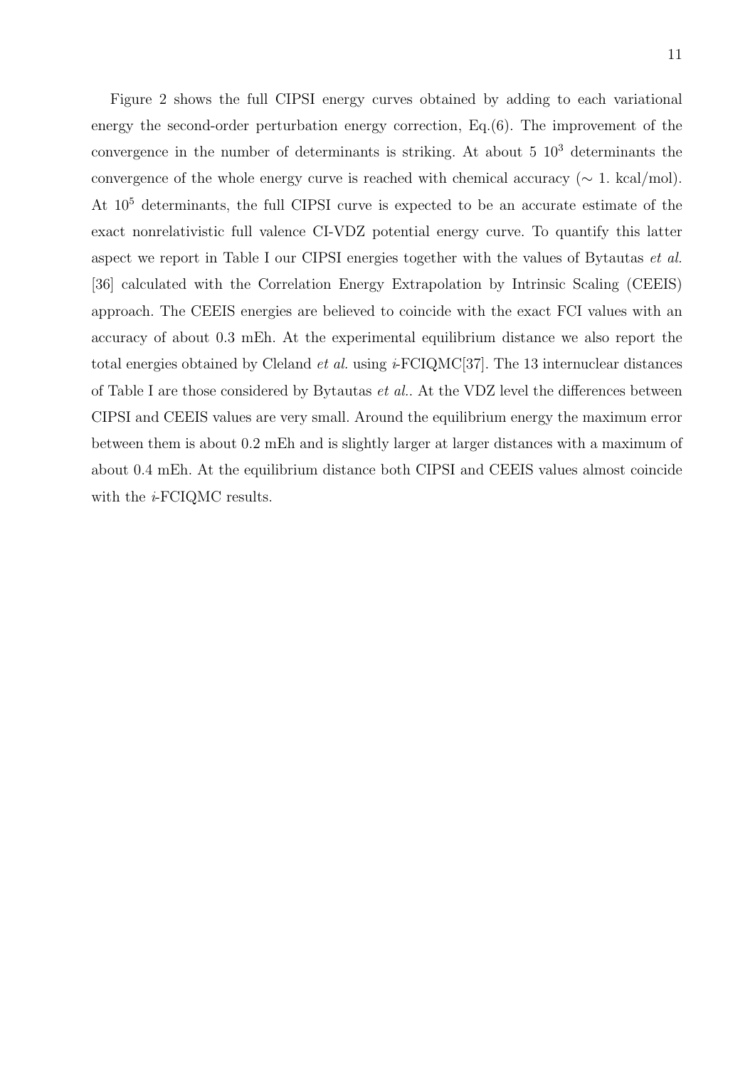Figure 2 shows the full CIPSI energy curves obtained by adding to each variational energy the second-order perturbation energy correction, Eq.(6). The improvement of the convergence in the number of determinants is striking. At about 5 $10^3$ determinants the convergence of the whole energy curve is reached with chemical accuracy ($\sim$ 1. kcal/mol). At $10^5$ determinants, the full CIPSI curve is expected to be an accurate estimate of the exact nonrelativistic full valence CI-VDZ potential energy curve. To quantify this latter aspect we report in Table I our CIPSI energies together with the values of Bytautas *et al.* [36] calculated with the Correlation Energy Extrapolation by Intrinsic Scaling (CEEIS) approach. The CEEIS energies are believed to coincide with the exact FCI values with an accuracy of about 0.3 mEh. At the experimental equilibrium distance we also report the total energies obtained by Cleland *et al.* using *i*-FCIQMC[37]. The 13 internuclear distances of Table I are those considered by Bytautas *et al.*. At the VDZ level the differences between CIPSI and CEEIS values are very small. Around the equilibrium energy the maximum error between them is about 0.2 mEh and is slightly larger at larger distances with a maximum of about 0.4 mEh. At the equilibrium distance both CIPSI and CEEIS values almost coincide with the *i*-FCIQMC results.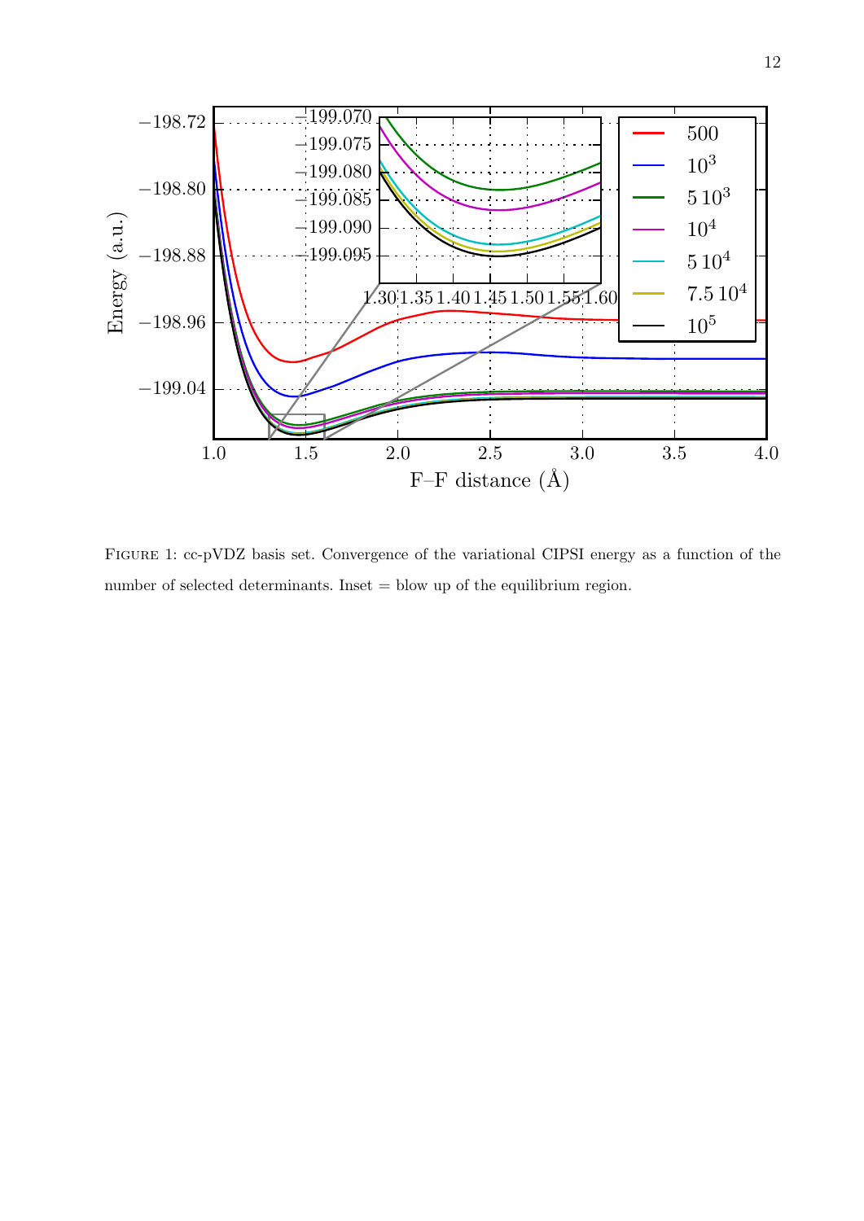Energy (a.u.)

−198.72

−198.80

−198.88

−198.96

−199.04

1.0 1.5 2.0 2.5 3.0 3.5 4.0

F–F distance (Å)

−199.070

−199.075

−199.080

−199.085

−199.090

−199.095

1.30 1.35 1.40 1.45 1.50 1.55 1.60

500

$10^3$

$5\,10^3$

$10^4$

$5\,10^4$

$7.5\,10^4$

$10^5$

FIGURE 1: cc-pVDZ basis set. Convergence of the variational CIPSI energy as a function of the number of selected determinants. Inset = blow up of the equilibrium region.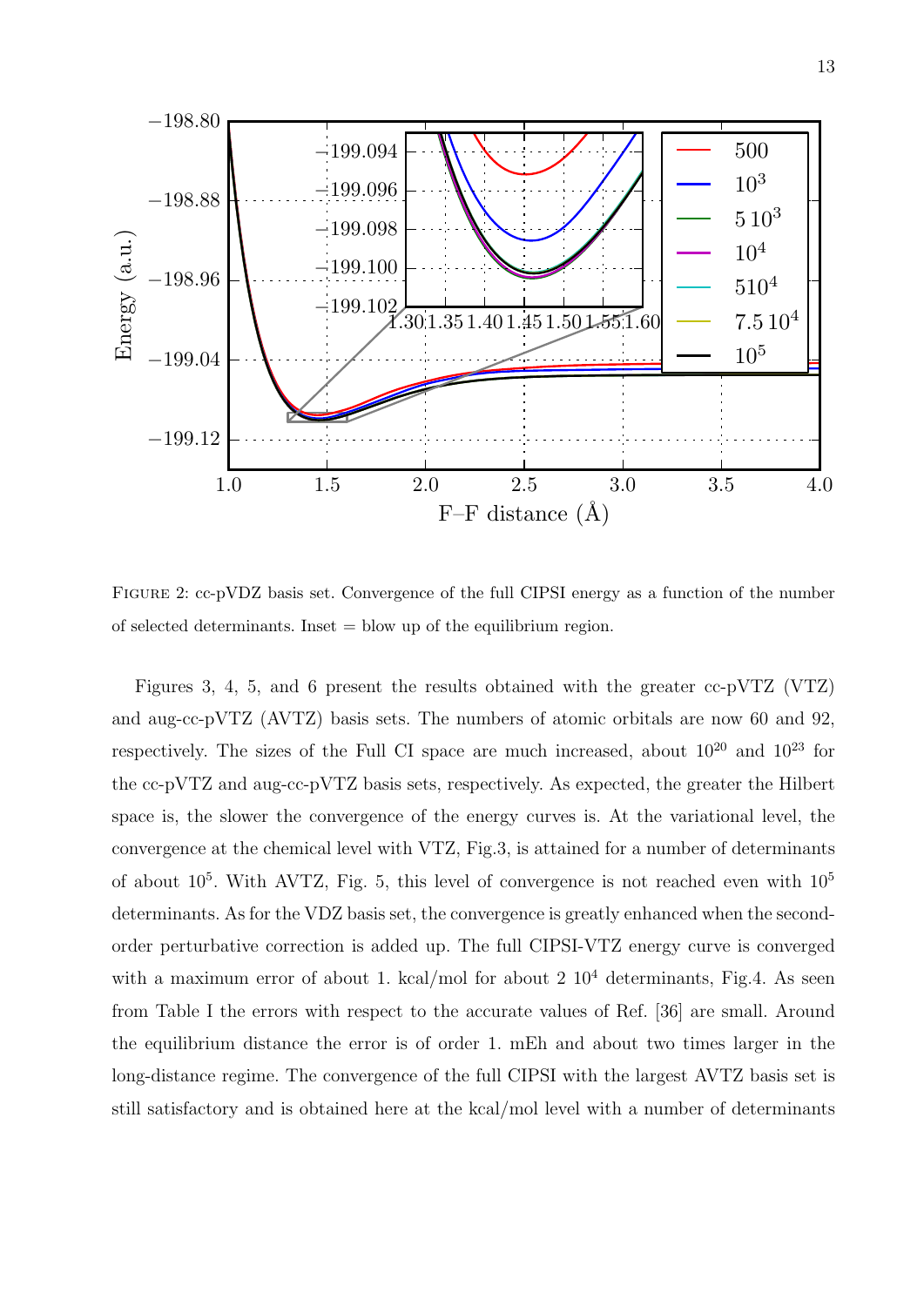−198.80
−198.88
−198.96
−199.04
−199.12
Energy (a.u.)
1.0 1.5 2.0 2.5 3.0 3.5 4.0
F–F distance (Å)
−199.094
−199.096
−199.098
−199.100
−199.102
1.30 1.35 1.40 1.45 1.50 1.55 1.60
500
$10^3$
$5\,10^3$
$10^4$
$510^4$
$7.5\,10^4$
$10^5$

Figure 2: cc-pVDZ basis set. Convergence of the full CIPSI energy as a function of the number of selected determinants. Inset = blow up of the equilibrium region.

Figures 3, 4, 5, and 6 present the results obtained with the greater cc-pVTZ (VTZ) and aug-cc-pVTZ (AVTZ) basis sets. The numbers of atomic orbitals are now 60 and 92, respectively. The sizes of the Full CI space are much increased, about $10^{20}$ and $10^{23}$ for the cc-pVTZ and aug-cc-pVTZ basis sets, respectively. As expected, the greater the Hilbert space is, the slower the convergence of the energy curves is. At the variational level, the convergence at the chemical level with VTZ, Fig.3, is attained for a number of determinants of about $10^5$. With AVTZ, Fig. 5, this level of convergence is not reached even with $10^5$ determinants. As for the VDZ basis set, the convergence is greatly enhanced when the second-order perturbative correction is added up. The full CIPSI-VTZ energy curve is converged with a maximum error of about 1. kcal/mol for about 2 $10^4$ determinants, Fig.4. As seen from Table I the errors with respect to the accurate values of Ref. [36] are small. Around the equilibrium distance the error is of order 1. mEh and about two times larger in the long-distance regime. The convergence of the full CIPSI with the largest AVTZ basis set is still satisfactory and is obtained here at the kcal/mol level with a number of determinants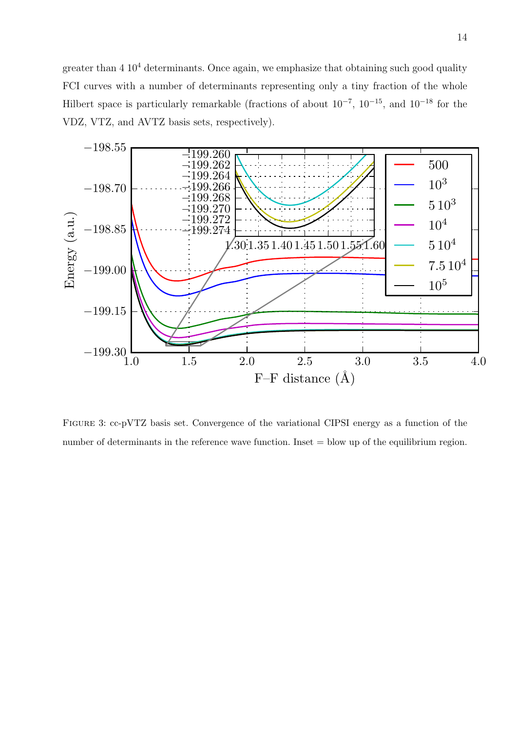greater than 4 $10^4$ determinants. Once again, we emphasize that obtaining such good quality FCI curves with a number of determinants representing only a tiny fraction of the whole Hilbert space is particularly remarkable (fractions of about $10^{-7}$, $10^{-15}$, and $10^{-18}$ for the VDZ, VTZ, and AVTZ basis sets, respectively).

Energy (a.u.)

−198.55
−198.70
−198.85
−199.00
−199.15
−199.30

F–F distance (Å)

1.0
1.5
2.0
2.5
3.0
3.5
4.0

−199.260
−199.262
−199.264
−199.266
−199.268
−199.270
−199.272
−199.274

1.30
1.35
1.40
1.45
1.50
1.55
1.60

500
$10^3$
$5\,10^3$
$10^4$
$5\,10^4$
$7.5\,10^4$
$10^5$

FIGURE 3: cc-pVTZ basis set. Convergence of the variational CIPSI energy as a function of the number of determinants in the reference wave function. Inset = blow up of the equilibrium region.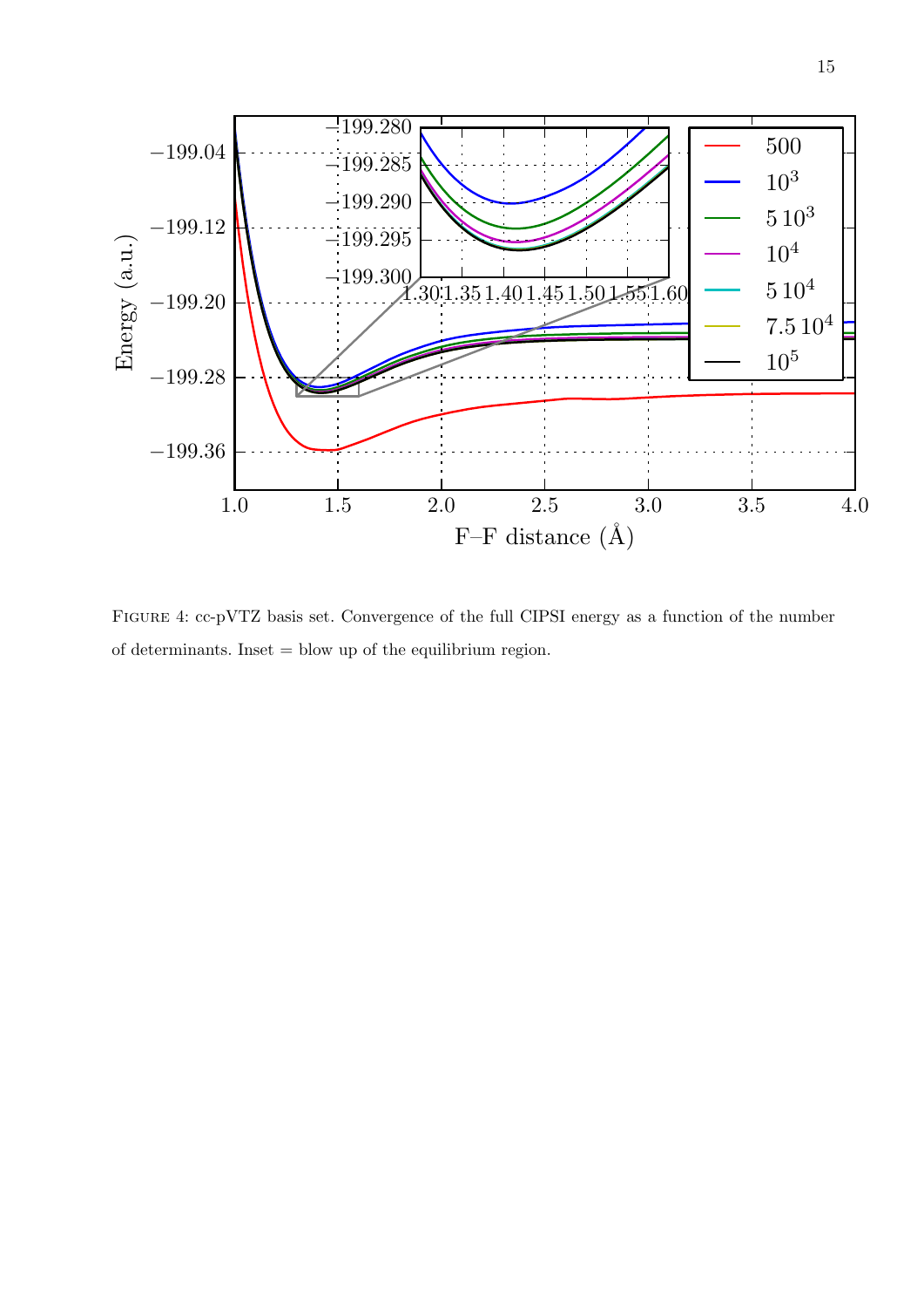−199.04
−199.12
−199.20
−199.28
−199.36

Energy (a.u.)

1.0
1.5
2.0
2.5
3.0
3.5
4.0

F–F distance (Å)

−199.280
−199.285
−199.290
−199.295
−199.300

1.30 1.35 1.40 1.45 1.50 1.55 1.60

500
$10^3$
$5\,10^3$
$10^4$
$5\,10^4$
$7.5\,10^4$
$10^5$

FIGURE 4: cc-pVTZ basis set. Convergence of the full CIPSI energy as a function of the number of determinants. Inset = blow up of the equilibrium region.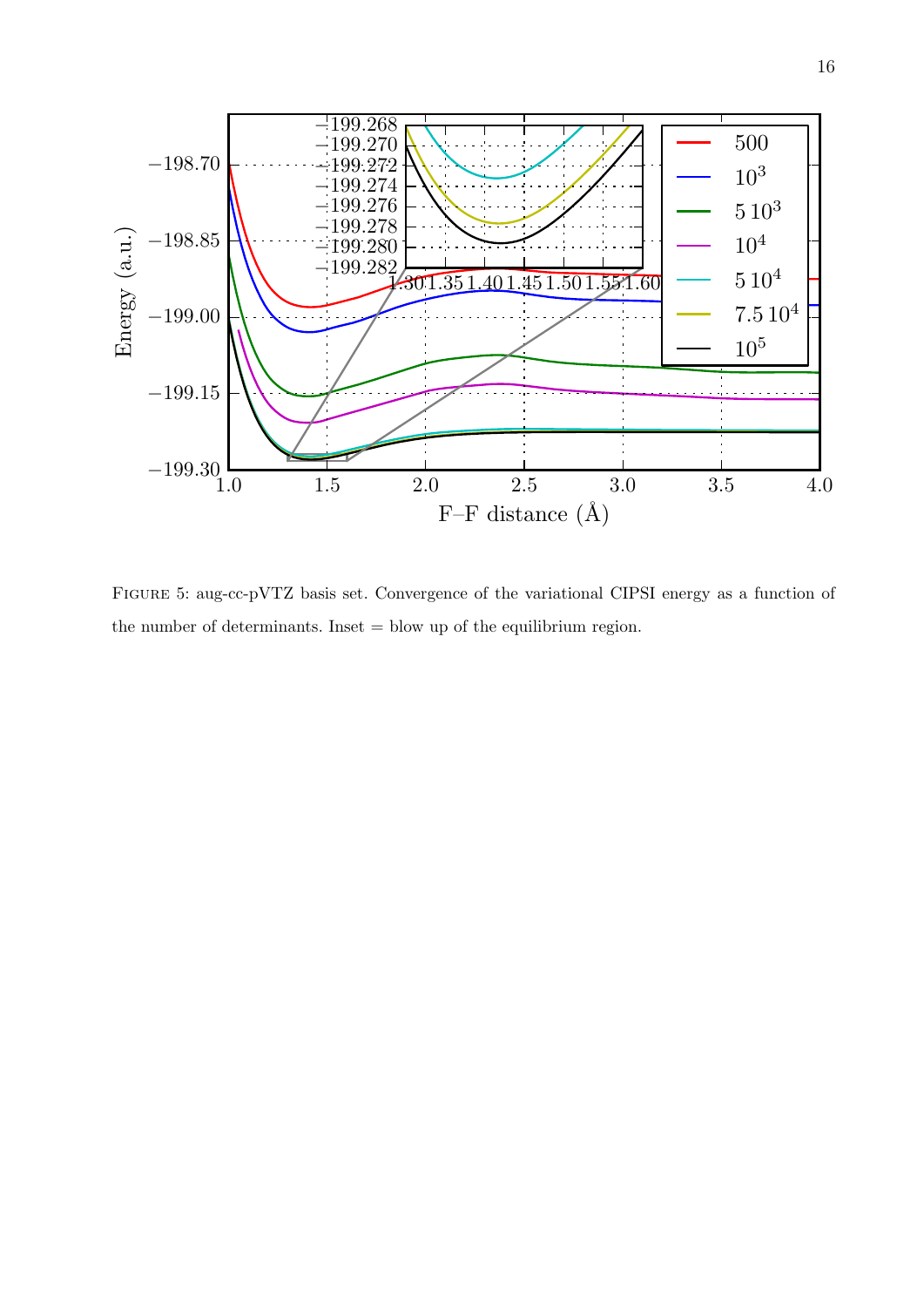Energy (a.u.)

−198.70

−198.85

−199.00

−199.15

−199.30

1.0 1.5 2.0 2.5 3.0 3.5 4.0

F–F distance (Å)

−199.268
−199.270
−199.272
−199.274
−199.276
−199.278
−199.280
−199.282

1.30 1.35 1.40 1.45 1.50 1.55 1.60

500
$10^3$
$5\,10^3$
$10^4$
$5\,10^4$
$7.5\,10^4$
$10^5$

FIGURE 5: aug-cc-pVTZ basis set. Convergence of the variational CIPSI energy as a function of the number of determinants. Inset = blow up of the equilibrium region.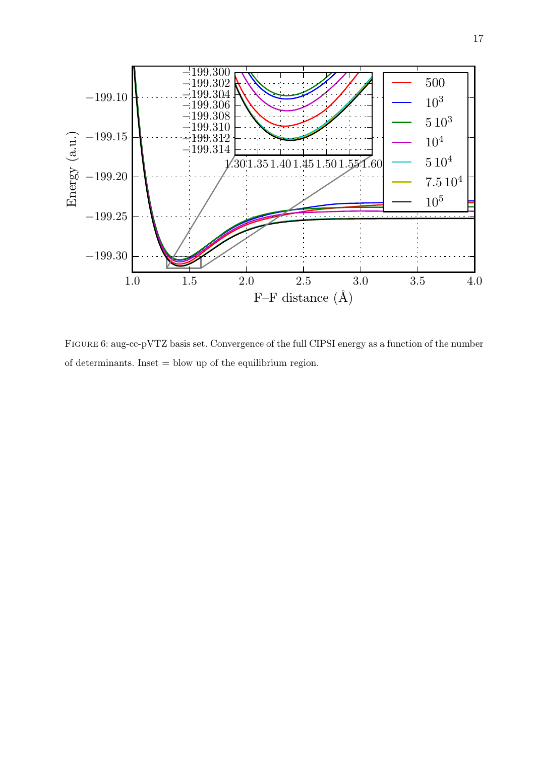Energy (a.u.)

−199.10
−199.15
−199.20
−199.25
−199.30

1.0 1.5 2.0 2.5 3.0 3.5 4.0

F–F distance (Å)

−199.300
−199.302
−199.304
−199.306
−199.308
−199.310
−199.312
−199.314

1.30 1.35 1.40 1.45 1.50 1.55 1.60

500
$10^3$
$5\,10^3$
$10^4$
$5\,10^4$
$7.5\,10^4$
$10^5$

FIGURE 6: aug-cc-pVTZ basis set. Convergence of the full CIPSI energy as a function of the number of determinants. Inset = blow up of the equilibrium region.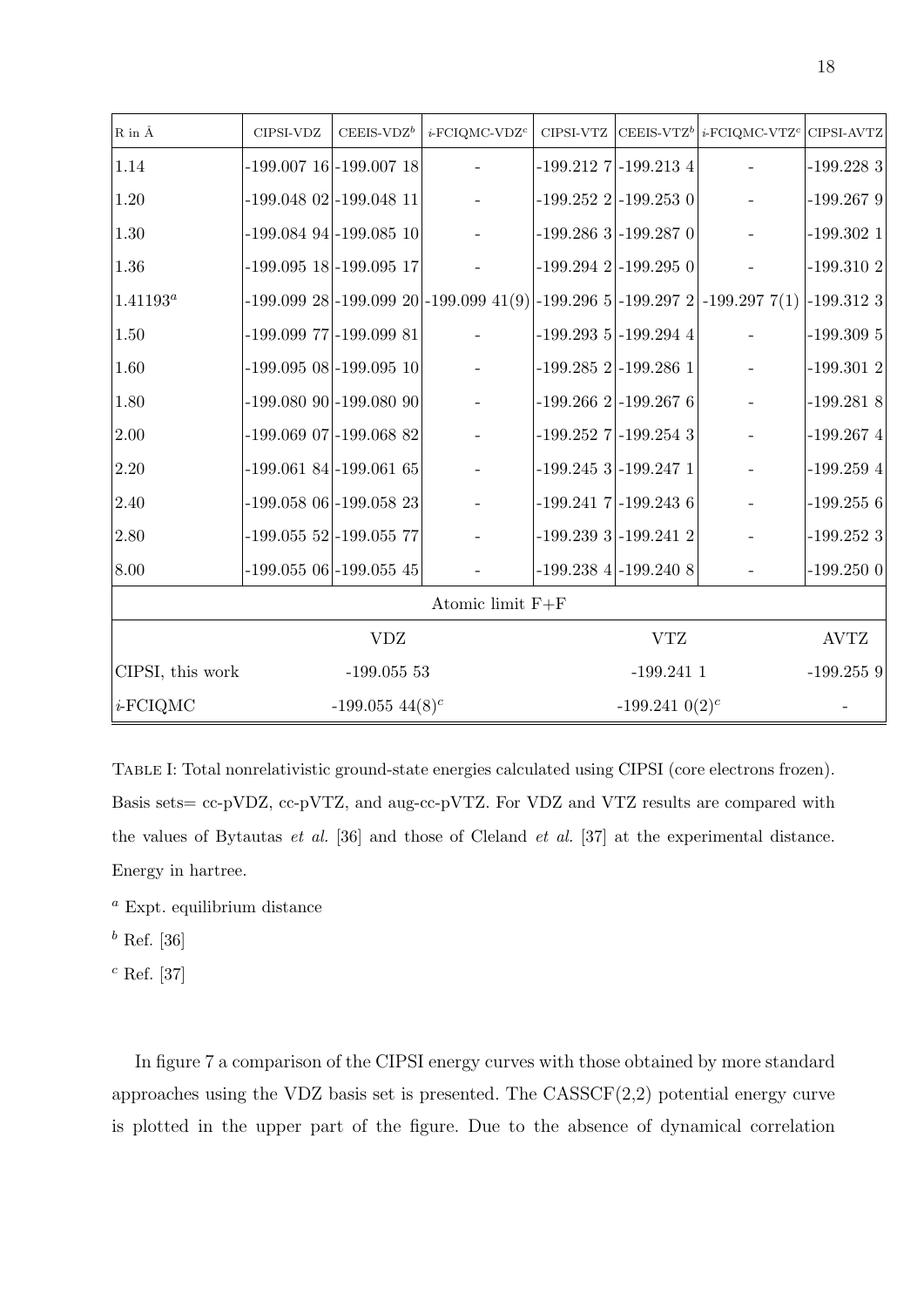| R in Å | CIPSI-VDZ | CEEIS-VDZ[b] | *i*-FCIQMC-VDZ[c] | CIPSI-VTZ | CEEIS-VTZ[b] | *i*-FCIQMC-VTZ[c] | CIPSI-AVTZ |
|---|---|---|---|---|---|---|---|
| 1.14 | -199.007 16 | -199.007 18 | - | -199.212 7 | -199.213 4 | - | -199.228 3 |
| 1.20 | -199.048 02 | -199.048 11 | - | -199.252 2 | -199.253 0 | - | -199.267 9 |
| 1.30 | -199.084 94 | -199.085 10 | - | -199.286 3 | -199.287 0 | - | -199.302 1 |
| 1.36 | -199.095 18 | -199.095 17 | - | -199.294 2 | -199.295 0 | - | -199.310 2 |
| 1.41193[a] | -199.099 28 | -199.099 20 | -199.099 41(9) | -199.296 5 | -199.297 2 | -199.297 7(1) | -199.312 3 |
| 1.50 | -199.099 77 | -199.099 81 | - | -199.293 5 | -199.294 4 | - | -199.309 5 |
| 1.60 | -199.095 08 | -199.095 10 | - | -199.285 2 | -199.286 1 | - | -199.301 2 |
| 1.80 | -199.080 90 | -199.080 90 | - | -199.266 2 | -199.267 6 | - | -199.281 8 |
| 2.00 | -199.069 07 | -199.068 82 | - | -199.252 7 | -199.254 3 | - | -199.267 4 |
| 2.20 | -199.061 84 | -199.061 65 | - | -199.245 3 | -199.247 1 | - | -199.259 4 |
| 2.40 | -199.058 06 | -199.058 23 | - | -199.241 7 | -199.243 6 | - | -199.255 6 |
| 2.80 | -199.055 52 | -199.055 77 | - | -199.239 3 | -199.241 2 | - | -199.252 3 |
| 8.00 | -199.055 06 | -199.055 45 | - | -199.238 4 | -199.240 8 | - | -199.250 0 |
| Atomic limit F+F | | | | | | | |
| | VDZ | | | VTZ | | | AVTZ |
| CIPSI, this work | -199.055 53 | | | -199.241 1 | | | -199.255 9 |
| *i*-FCIQMC | -199.055 44(8)[c] | | | -199.241 0(2)[c] | | | - |

TABLE I: Total nonrelativistic ground-state energies calculated using CIPSI (core electrons frozen). Basis sets= cc-pVDZ, cc-pVTZ, and aug-cc-pVTZ. For VDZ and VTZ results are compared with the values of Bytautas *et al.* [36] and those of Cleland *et al.* [37] at the experimental distance. Energy in hartree.

[a] Expt. equilibrium distance

[b] Ref. [36]

[c] Ref. [37]

In figure 7 a comparison of the CIPSI energy curves with those obtained by more standard approaches using the VDZ basis set is presented. The CASSCF(2,2) potential energy curve is plotted in the upper part of the figure. Due to the absence of dynamical correlation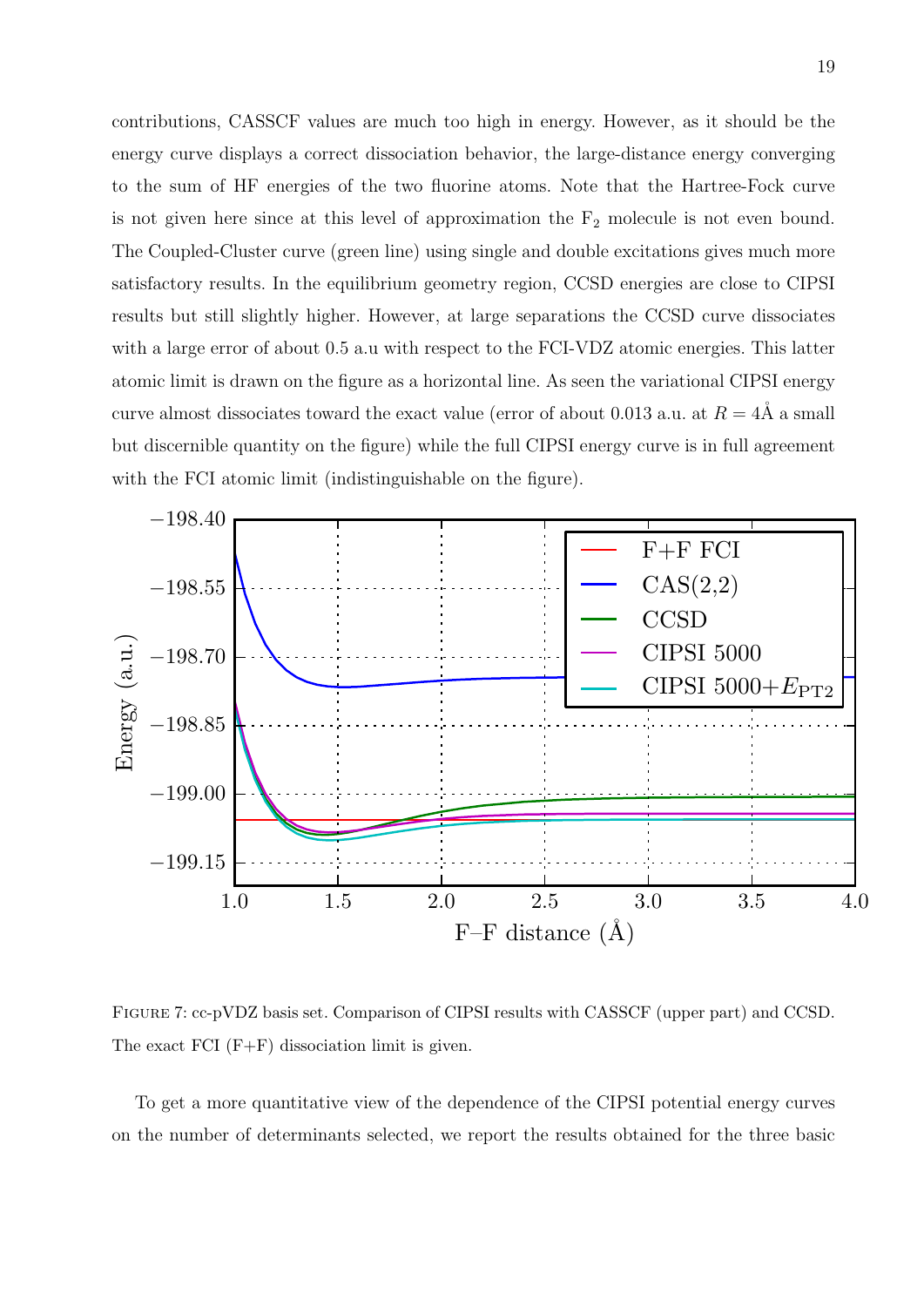contributions, CASSCF values are much too high in energy. However, as it should be the energy curve displays a correct dissociation behavior, the large-distance energy converging to the sum of HF energies of the two fluorine atoms. Note that the Hartree-Fock curve is not given here since at this level of approximation the $F_2$ molecule is not even bound. The Coupled-Cluster curve (green line) using single and double excitations gives much more satisfactory results. In the equilibrium geometry region, CCSD energies are close to CIPSI results but still slightly higher. However, at large separations the CCSD curve dissociates with a large error of about 0.5 a.u with respect to the FCI-VDZ atomic energies. This latter atomic limit is drawn on the figure as a horizontal line. As seen the variational CIPSI energy curve almost dissociates toward the exact value (error of about 0.013 a.u. at $R = 4$Å a small but discernible quantity on the figure) while the full CIPSI energy curve is in full agreement with the FCI atomic limit (indistinguishable on the figure).

Energy (a.u.)
−198.40
−198.55
−198.70
−198.85
−199.00
−199.15
F–F distance (Å)
1.0 1.5 2.0 2.5 3.0 3.5 4.0
F+F FCI
CAS(2,2)
CCSD
CIPSI 5000
CIPSI 5000+$E_{\mathrm{PT2}}$

FIGURE 7: cc-pVDZ basis set. Comparison of CIPSI results with CASSCF (upper part) and CCSD. The exact FCI (F+F) dissociation limit is given.

To get a more quantitative view of the dependence of the CIPSI potential energy curves on the number of determinants selected, we report the results obtained for the three basic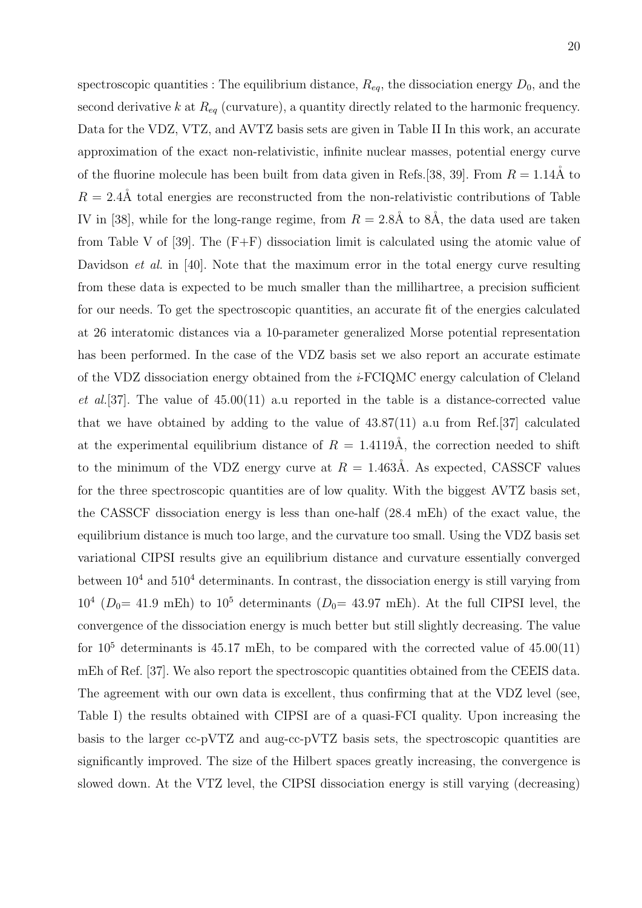spectroscopic quantities : The equilibrium distance, $R_{eq}$, the dissociation energy $D_0$, and the second derivative $k$ at $R_{eq}$ (curvature), a quantity directly related to the harmonic frequency. Data for the VDZ, VTZ, and AVTZ basis sets are given in Table II In this work, an accurate approximation of the exact non-relativistic, infinite nuclear masses, potential energy curve of the fluorine molecule has been built from data given in Refs.[38, 39]. From $R = 1.14$Å to $R = 2.4$Å total energies are reconstructed from the non-relativistic contributions of Table IV in [38], while for the long-range regime, from $R = 2.8$Å to 8Å, the data used are taken from Table V of [39]. The (F+F) dissociation limit is calculated using the atomic value of Davidson *et al.* in [40]. Note that the maximum error in the total energy curve resulting from these data is expected to be much smaller than the millihartree, a precision sufficient for our needs. To get the spectroscopic quantities, an accurate fit of the energies calculated at 26 interatomic distances via a 10-parameter generalized Morse potential representation has been performed. In the case of the VDZ basis set we also report an accurate estimate of the VDZ dissociation energy obtained from the *i*-FCIQMC energy calculation of Cleland *et al.*[37]. The value of 45.00(11) a.u reported in the table is a distance-corrected value that we have obtained by adding to the value of 43.87(11) a.u from Ref.[37] calculated at the experimental equilibrium distance of $R = 1.4119$Å, the correction needed to shift to the minimum of the VDZ energy curve at $R = 1.463$Å. As expected, CASSCF values for the three spectroscopic quantities are of low quality. With the biggest AVTZ basis set, the CASSCF dissociation energy is less than one-half (28.4 mEh) of the exact value, the equilibrium distance is much too large, and the curvature too small. Using the VDZ basis set variational CIPSI results give an equilibrium distance and curvature essentially converged between $10^4$ and $510^4$ determinants. In contrast, the dissociation energy is still varying from $10^4$ ($D_0$= 41.9 mEh) to $10^5$ determinants ($D_0$= 43.97 mEh). At the full CIPSI level, the convergence of the dissociation energy is much better but still slightly decreasing. The value for $10^5$ determinants is 45.17 mEh, to be compared with the corrected value of 45.00(11) mEh of Ref. [37]. We also report the spectroscopic quantities obtained from the CEEIS data. The agreement with our own data is excellent, thus confirming that at the VDZ level (see, Table I) the results obtained with CIPSI are of a quasi-FCI quality. Upon increasing the basis to the larger cc-pVTZ and aug-cc-pVTZ basis sets, the spectroscopic quantities are significantly improved. The size of the Hilbert spaces greatly increasing, the convergence is slowed down. At the VTZ level, the CIPSI dissociation energy is still varying (decreasing)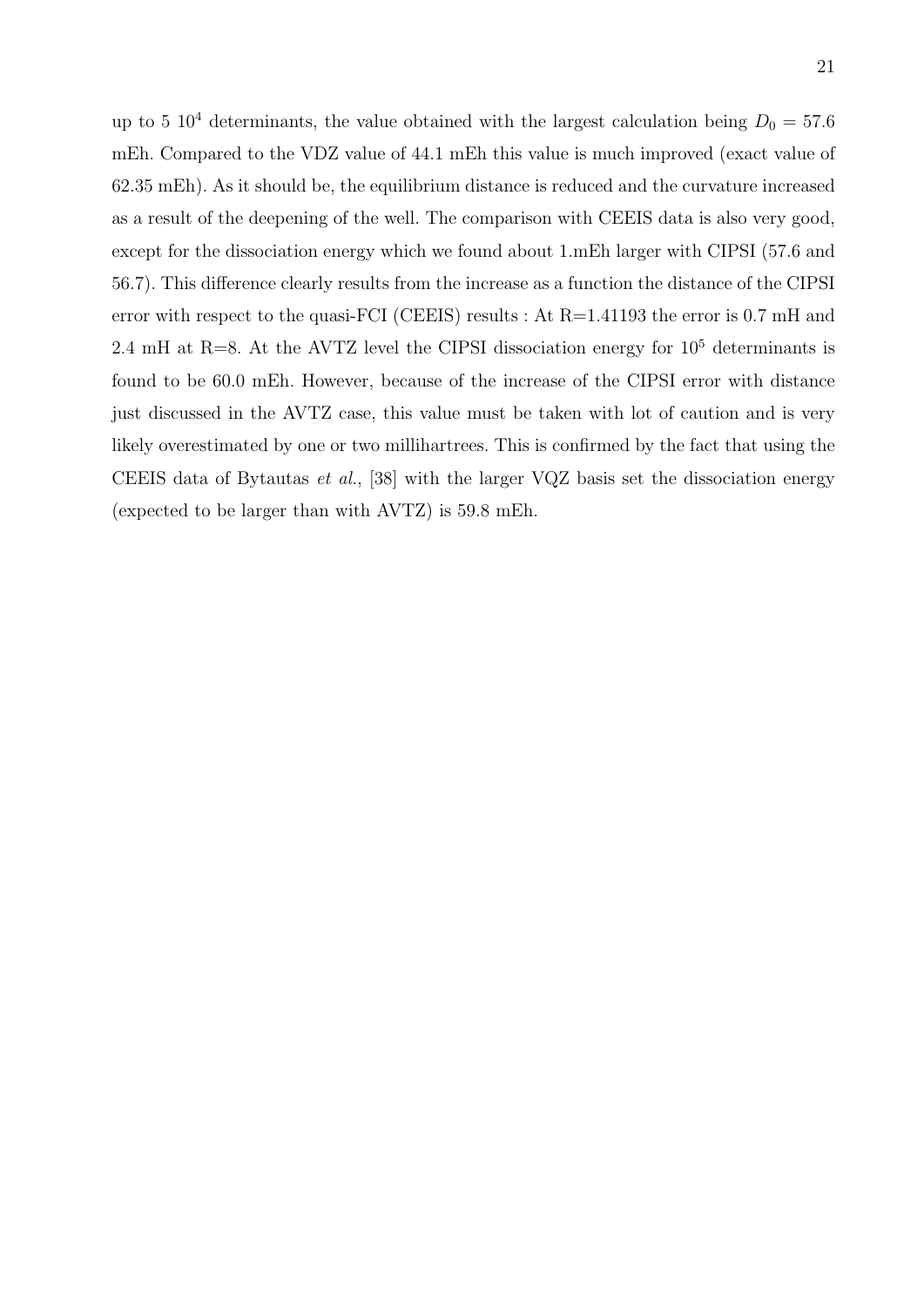up to 5 $10^4$ determinants, the value obtained with the largest calculation being $D_0 = 57.6$ mEh. Compared to the VDZ value of 44.1 mEh this value is much improved (exact value of 62.35 mEh). As it should be, the equilibrium distance is reduced and the curvature increased as a result of the deepening of the well. The comparison with CEEIS data is also very good, except for the dissociation energy which we found about 1.mEh larger with CIPSI (57.6 and 56.7). This difference clearly results from the increase as a function the distance of the CIPSI error with respect to the quasi-FCI (CEEIS) results : At R=1.41193 the error is 0.7 mH and 2.4 mH at R=8. At the AVTZ level the CIPSI dissociation energy for $10^5$ determinants is found to be 60.0 mEh. However, because of the increase of the CIPSI error with distance just discussed in the AVTZ case, this value must be taken with lot of caution and is very likely overestimated by one or two millihartrees. This is confirmed by the fact that using the CEEIS data of Bytautas *et al.*, [38] with the larger VQZ basis set the dissociation energy (expected to be larger than with AVTZ) is 59.8 mEh.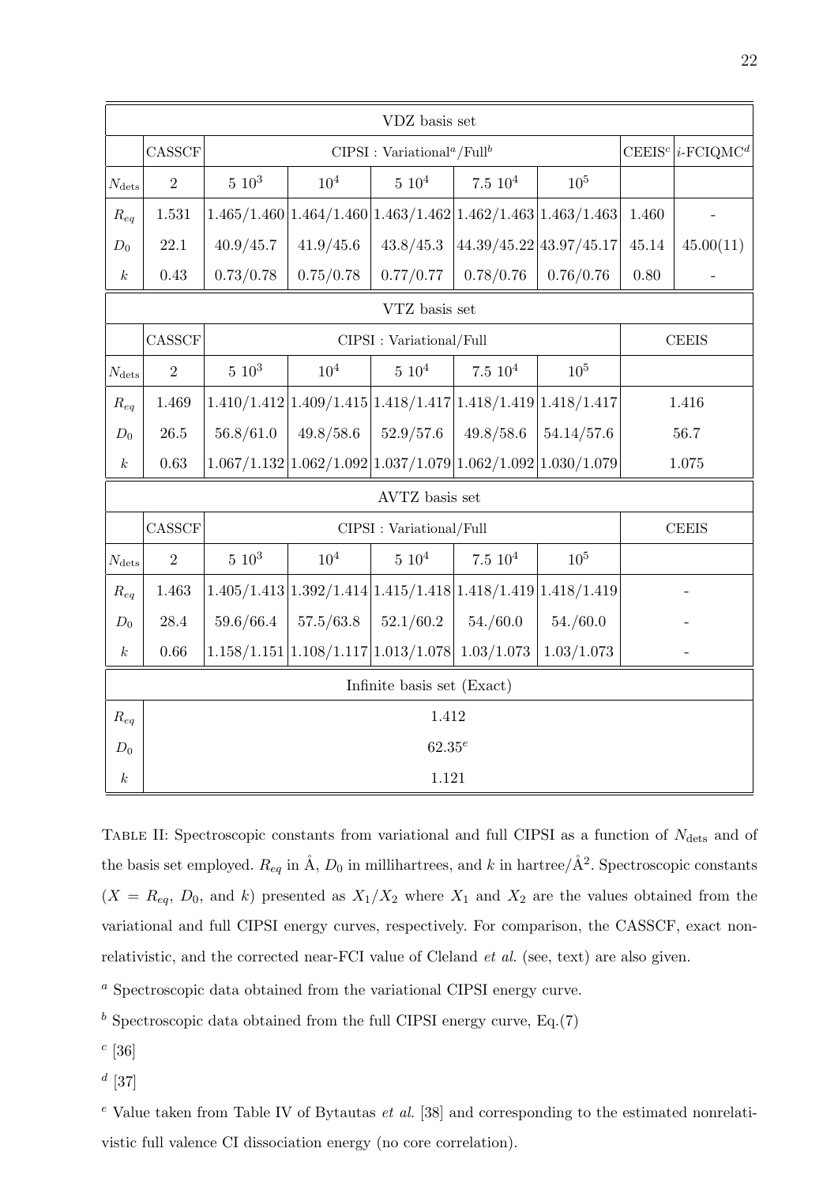| VDZ basis set | | | | | | | | |
|---|---|---|---|---|---|---|---|---|
| | CASSCF | CIPSI : Variational[a]/Full[b] | | | | | CEEIS[c] | *i*-FCIQMC[d] |
| $N_{\text{dets}}$ | 2 | $5\ 10^3$ | $10^4$ | $5\ 10^4$ | $7.5\ 10^4$ | $10^5$ | | |
| $R_{eq}$ | 1.531 | 1.465/1.460 | 1.464/1.460 | 1.463/1.462 | 1.462/1.463 | 1.463/1.463 | 1.460 | - |
| $D_0$ | 22.1 | 40.9/45.7 | 41.9/45.6 | 43.8/45.3 | 44.39/45.22 | 43.97/45.17 | 45.14 | 45.00(11) |
| $k$ | 0.43 | 0.73/0.78 | 0.75/0.78 | 0.77/0.77 | 0.78/0.76 | 0.76/0.76 | 0.80 | - |
| **VTZ basis set** | | | | | | | | |
| | CASSCF | CIPSI : Variational/Full | | | | | CEEIS | |
| $N_{\text{dets}}$ | 2 | $5\ 10^3$ | $10^4$ | $5\ 10^4$ | $7.5\ 10^4$ | $10^5$ | | |
| $R_{eq}$ | 1.469 | 1.410/1.412 | 1.409/1.415 | 1.418/1.417 | 1.418/1.419 | 1.418/1.417 | 1.416 | |
| $D_0$ | 26.5 | 56.8/61.0 | 49.8/58.6 | 52.9/57.6 | 49.8/58.6 | 54.14/57.6 | 56.7 | |
| $k$ | 0.63 | 1.067/1.132 | 1.062/1.092 | 1.037/1.079 | 1.062/1.092 | 1.030/1.079 | 1.075 | |
| **AVTZ basis set** | | | | | | | | |
| | CASSCF | CIPSI : Variational/Full | | | | | CEEIS | |
| $N_{\text{dets}}$ | 2 | $5\ 10^3$ | $10^4$ | $5\ 10^4$ | $7.5\ 10^4$ | $10^5$ | | |
| $R_{eq}$ | 1.463 | 1.405/1.413 | 1.392/1.414 | 1.415/1.418 | 1.418/1.419 | 1.418/1.419 | - | |
| $D_0$ | 28.4 | 59.6/66.4 | 57.5/63.8 | 52.1/60.2 | 54./60.0 | 54./60.0 | - | |
| $k$ | 0.66 | 1.158/1.151 | 1.108/1.117 | 1.013/1.078 | 1.03/1.073 | 1.03/1.073 | - | |
| **Infinite basis set (Exact)** | | | | | | | | |
| $R_{eq}$ | 1.412 | | | | | | | |
| $D_0$ | 62.35[e] | | | | | | | |
| $k$ | 1.121 | | | | | | | |

TABLE II: Spectroscopic constants from variational and full CIPSI as a function of $N_{\text{dets}}$ and of the basis set employed. $R_{eq}$ in Å, $D_0$ in millihartrees, and $k$ in hartree/Å$^2$. Spectroscopic constants ($X = R_{eq}$, $D_0$, and $k$) presented as $X_1/X_2$ where $X_1$ and $X_2$ are the values obtained from the variational and full CIPSI energy curves, respectively. For comparison, the CASSCF, exact non-relativistic, and the corrected near-FCI value of Cleland *et al.* (see, text) are also given.

[a] Spectroscopic data obtained from the variational CIPSI energy curve.

[b] Spectroscopic data obtained from the full CIPSI energy curve, Eq.(7)

[c] [36]

[d] [37]

[e] Value taken from Table IV of Bytautas *et al.* [38] and corresponding to the estimated nonrelativistic full valence CI dissociation energy (no core correlation).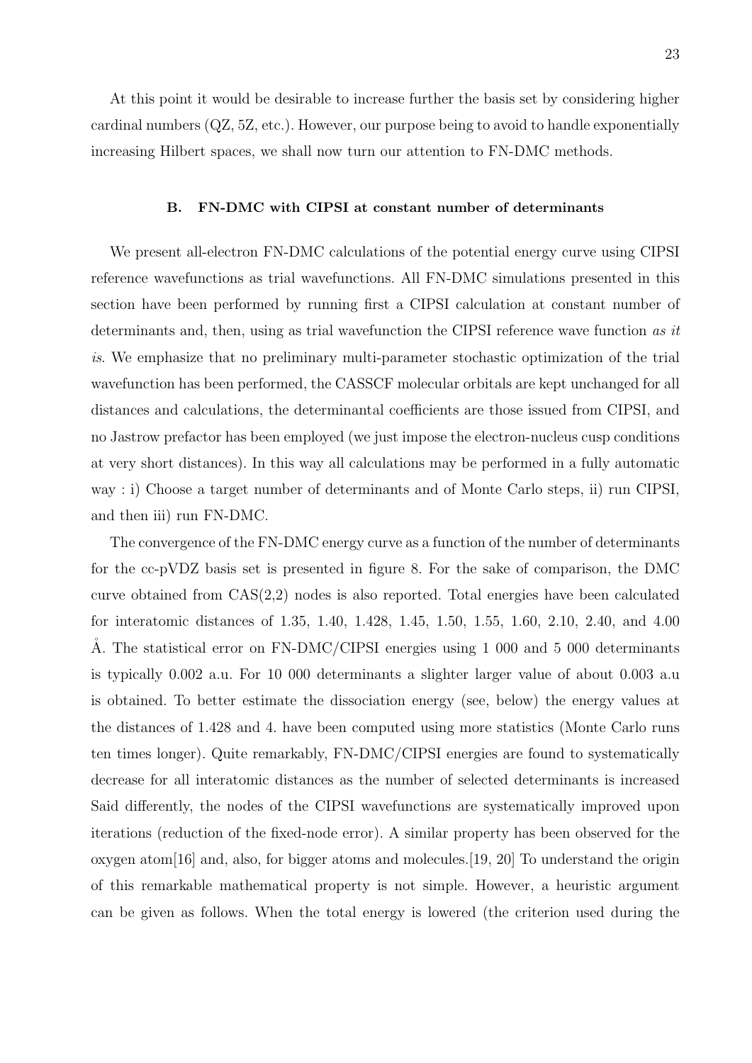At this point it would be desirable to increase further the basis set by considering higher cardinal numbers (QZ, 5Z, etc.). However, our purpose being to avoid to handle exponentially increasing Hilbert spaces, we shall now turn our attention to FN-DMC methods.

### B. FN-DMC with CIPSI at constant number of determinants

We present all-electron FN-DMC calculations of the potential energy curve using CIPSI reference wavefunctions as trial wavefunctions. All FN-DMC simulations presented in this section have been performed by running first a CIPSI calculation at constant number of determinants and, then, using as trial wavefunction the CIPSI reference wave function *as it is*. We emphasize that no preliminary multi-parameter stochastic optimization of the trial wavefunction has been performed, the CASSCF molecular orbitals are kept unchanged for all distances and calculations, the determinantal coefficients are those issued from CIPSI, and no Jastrow prefactor has been employed (we just impose the electron-nucleus cusp conditions at very short distances). In this way all calculations may be performed in a fully automatic way : i) Choose a target number of determinants and of Monte Carlo steps, ii) run CIPSI, and then iii) run FN-DMC.

The convergence of the FN-DMC energy curve as a function of the number of determinants for the cc-pVDZ basis set is presented in figure 8. For the sake of comparison, the DMC curve obtained from CAS(2,2) nodes is also reported. Total energies have been calculated for interatomic distances of 1.35, 1.40, 1.428, 1.45, 1.50, 1.55, 1.60, 2.10, 2.40, and 4.00 Å. The statistical error on FN-DMC/CIPSI energies using 1 000 and 5 000 determinants is typically 0.002 a.u. For 10 000 determinants a slighter larger value of about 0.003 a.u is obtained. To better estimate the dissociation energy (see, below) the energy values at the distances of 1.428 and 4. have been computed using more statistics (Monte Carlo runs ten times longer). Quite remarkably, FN-DMC/CIPSI energies are found to systematically decrease for all interatomic distances as the number of selected determinants is increased Said differently, the nodes of the CIPSI wavefunctions are systematically improved upon iterations (reduction of the fixed-node error). A similar property has been observed for the oxygen atom[16] and, also, for bigger atoms and molecules.[19, 20] To understand the origin of this remarkable mathematical property is not simple. However, a heuristic argument can be given as follows. When the total energy is lowered (the criterion used during the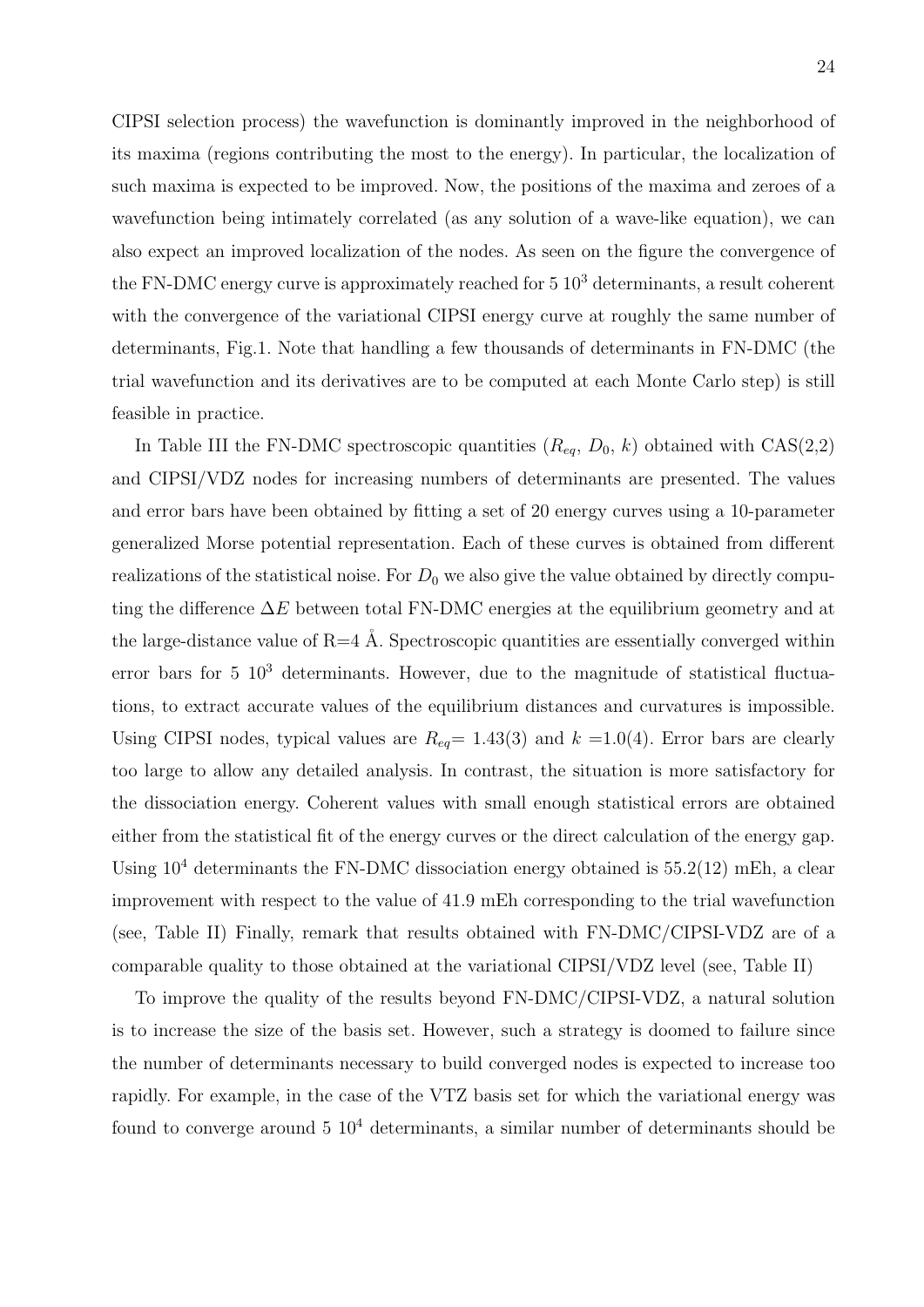CIPSI selection process) the wavefunction is dominantly improved in the neighborhood of its maxima (regions contributing the most to the energy). In particular, the localization of such maxima is expected to be improved. Now, the positions of the maxima and zeroes of a wavefunction being intimately correlated (as any solution of a wave-like equation), we can also expect an improved localization of the nodes. As seen on the figure the convergence of the FN-DMC energy curve is approximately reached for $5\ 10^3$ determinants, a result coherent with the convergence of the variational CIPSI energy curve at roughly the same number of determinants, Fig.1. Note that handling a few thousands of determinants in FN-DMC (the trial wavefunction and its derivatives are to be computed at each Monte Carlo step) is still feasible in practice.

In Table III the FN-DMC spectroscopic quantities ($R_{eq}$, $D_0$, $k$) obtained with CAS(2,2) and CIPSI/VDZ nodes for increasing numbers of determinants are presented. The values and error bars have been obtained by fitting a set of 20 energy curves using a 10-parameter generalized Morse potential representation. Each of these curves is obtained from different realizations of the statistical noise. For $D_0$ we also give the value obtained by directly computing the difference $\Delta E$ between total FN-DMC energies at the equilibrium geometry and at the large-distance value of R=4 Å. Spectroscopic quantities are essentially converged within error bars for $5\ 10^3$ determinants. However, due to the magnitude of statistical fluctuations, to extract accurate values of the equilibrium distances and curvatures is impossible. Using CIPSI nodes, typical values are $R_{eq}$= 1.43(3) and $k$ =1.0(4). Error bars are clearly too large to allow any detailed analysis. In contrast, the situation is more satisfactory for the dissociation energy. Coherent values with small enough statistical errors are obtained either from the statistical fit of the energy curves or the direct calculation of the energy gap. Using $10^4$ determinants the FN-DMC dissociation energy obtained is 55.2(12) mEh, a clear improvement with respect to the value of 41.9 mEh corresponding to the trial wavefunction (see, Table II) Finally, remark that results obtained with FN-DMC/CIPSI-VDZ are of a comparable quality to those obtained at the variational CIPSI/VDZ level (see, Table II)

To improve the quality of the results beyond FN-DMC/CIPSI-VDZ, a natural solution is to increase the size of the basis set. However, such a strategy is doomed to failure since the number of determinants necessary to build converged nodes is expected to increase too rapidly. For example, in the case of the VTZ basis set for which the variational energy was found to converge around $5\ 10^4$ determinants, a similar number of determinants should be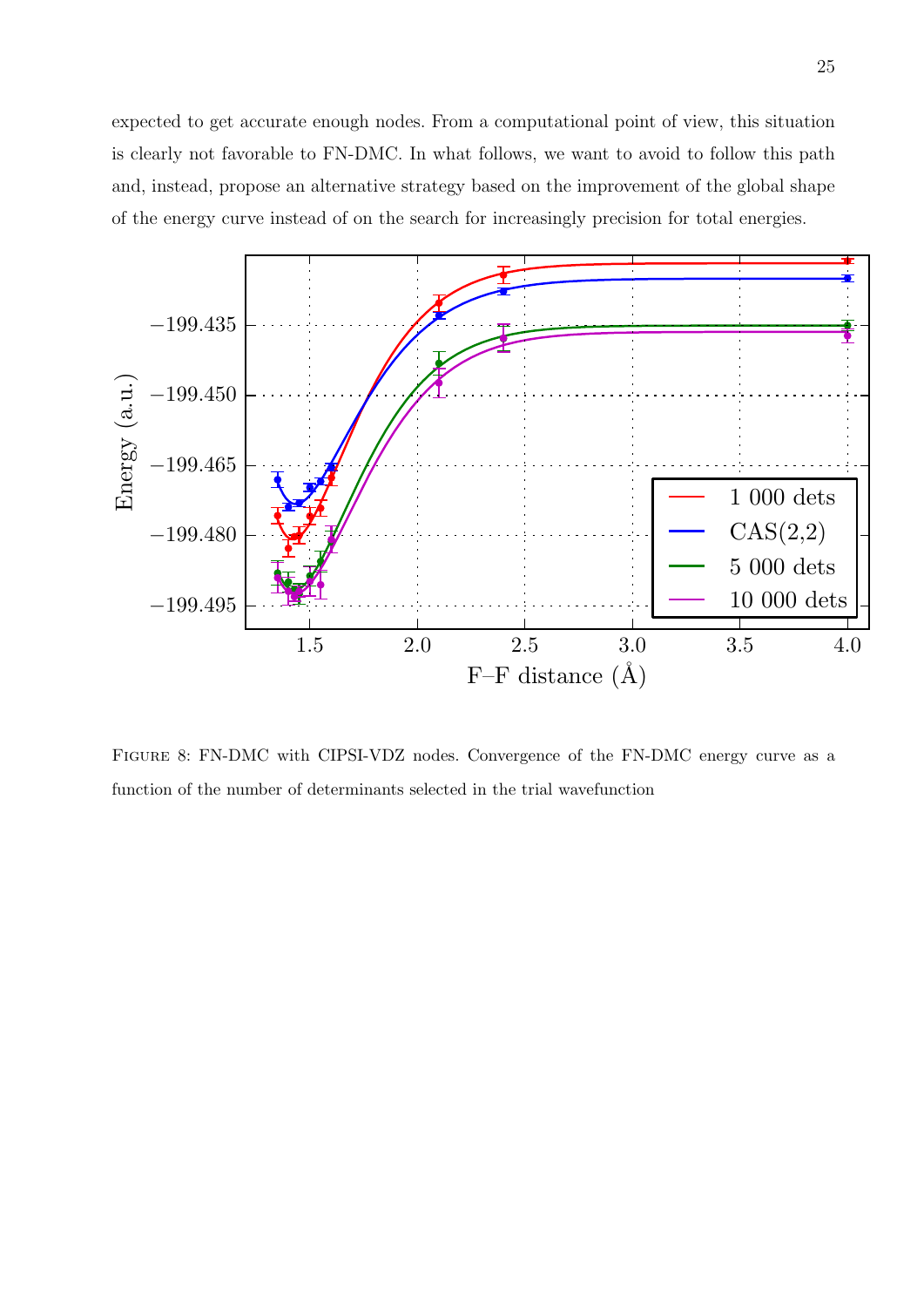expected to get accurate enough nodes. From a computational point of view, this situation is clearly not favorable to FN-DMC. In what follows, we want to avoid to follow this path and, instead, propose an alternative strategy based on the improvement of the global shape of the energy curve instead of on the search for increasingly precision for total energies.

−199.435
−199.450
−199.465
−199.480
−199.495
Energy (a.u.)
1.5
2.0
2.5
3.0
3.5
4.0
F–F distance (Å)
1 000 dets
CAS(2,2)
5 000 dets
10 000 dets

Figure 8: FN-DMC with CIPSI-VDZ nodes. Convergence of the FN-DMC energy curve as a function of the number of determinants selected in the trial wavefunction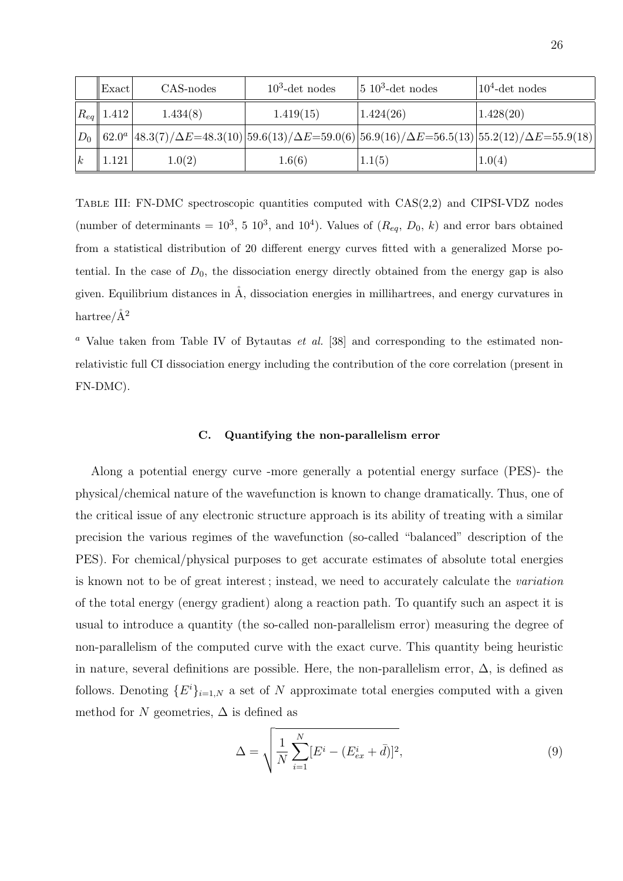| | Exact | CAS-nodes | $10^3$-det nodes | $5\ 10^3$-det nodes | $10^4$-det nodes |
|---|---|---|---|---|---|
| $R_{eq}$ | 1.412 | 1.434(8) | 1.419(15) | 1.424(26) | 1.428(20) |
| $D_0$ | $62.0^a$ | $48.3(7)/\Delta E$=48.3(10) | $59.6(13)/\Delta E$=59.0(6) | $56.9(16)/\Delta E$=56.5(13) | $55.2(12)/\Delta E$=55.9(18) |
| $k$ | 1.121 | 1.0(2) | 1.6(6) | 1.1(5) | 1.0(4) |

TABLE III: FN-DMC spectroscopic quantities computed with CAS(2,2) and CIPSI-VDZ nodes (number of determinants = $10^3$, 5 $10^3$, and $10^4$). Values of ($R_{eq}$, $D_0$, $k$) and error bars obtained from a statistical distribution of 20 different energy curves fitted with a generalized Morse potential. In the case of $D_0$, the dissociation energy directly obtained from the energy gap is also given. Equilibrium distances in Å, dissociation energies in millihartrees, and energy curvatures in hartree/Å$^2$

[a] Value taken from Table IV of Bytautas *et al.* [38] and corresponding to the estimated non-relativistic full CI dissociation energy including the contribution of the core correlation (present in FN-DMC).

### C. Quantifying the non-parallelism error

Along a potential energy curve -more generally a potential energy surface (PES)- the physical/chemical nature of the wavefunction is known to change dramatically. Thus, one of the critical issue of any electronic structure approach is its ability of treating with a similar precision the various regimes of the wavefunction (so-called "balanced" description of the PES). For chemical/physical purposes to get accurate estimates of absolute total energies is known not to be of great interest ; instead, we need to accurately calculate the *variation* of the total energy (energy gradient) along a reaction path. To quantify such an aspect it is usual to introduce a quantity (the so-called non-parallelism error) measuring the degree of non-parallelism of the computed curve with the exact curve. This quantity being heuristic in nature, several definitions are possible. Here, the non-parallelism error, $\Delta$, is defined as follows. Denoting $\{E^i\}_{i=1,N}$ a set of $N$ approximate total energies computed with a given method for $N$ geometries, $\Delta$ is defined as

$$\Delta = \sqrt{\frac{1}{N}\sum_{i=1}^{N}[E^i - (E^i_{ex} + \bar{d})]^2}, \tag{9}$$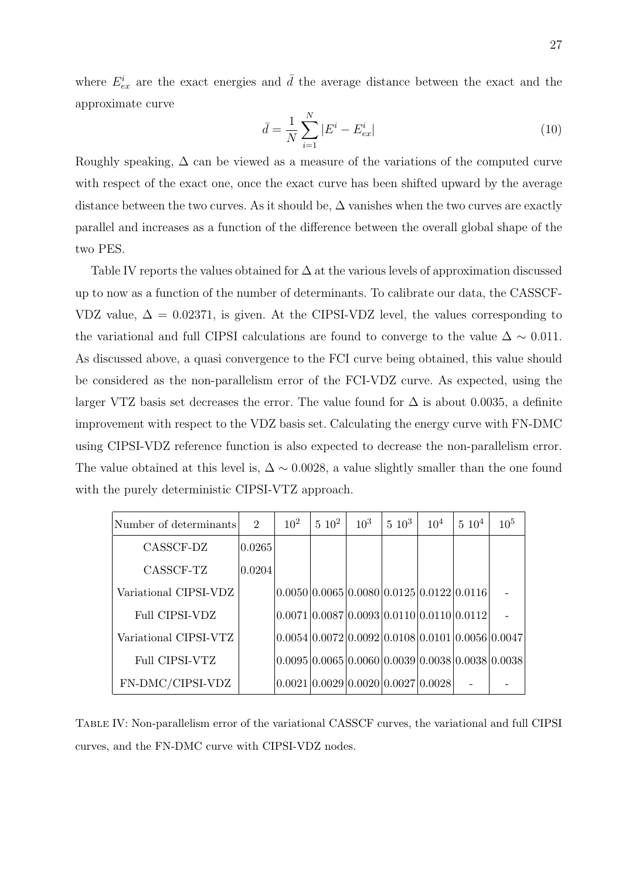where $E_{ex}^i$ are the exact energies and $\bar{d}$ the average distance between the exact and the approximate curve

$$\bar{d} = \frac{1}{N} \sum_{i=1}^{N} |E^i - E_{ex}^i| \tag{10}$$

Roughly speaking, $\Delta$ can be viewed as a measure of the variations of the computed curve with respect of the exact one, once the exact curve has been shifted upward by the average distance between the two curves. As it should be, $\Delta$ vanishes when the two curves are exactly parallel and increases as a function of the difference between the overall global shape of the two PES.

Table IV reports the values obtained for $\Delta$ at the various levels of approximation discussed up to now as a function of the number of determinants. To calibrate our data, the CASSCF-VDZ value, $\Delta = 0.02371$, is given. At the CIPSI-VDZ level, the values corresponding to the variational and full CIPSI calculations are found to converge to the value $\Delta \sim 0.011$. As discussed above, a quasi convergence to the FCI curve being obtained, this value should be considered as the non-parallelism error of the FCI-VDZ curve. As expected, using the larger VTZ basis set decreases the error. The value found for $\Delta$ is about 0.0035, a definite improvement with respect to the VDZ basis set. Calculating the energy curve with FN-DMC using CIPSI-VDZ reference function is also expected to decrease the non-parallelism error. The value obtained at this level is, $\Delta \sim 0.0028$, a value slightly smaller than the one found with the purely deterministic CIPSI-VTZ approach.

| Number of determinants | 2 | $10^2$ | $5\ 10^2$ | $10^3$ | $5\ 10^3$ | $10^4$ | $5\ 10^4$ | $10^5$ |
|---|---|---|---|---|---|---|---|---|
| CASSCF-DZ | 0.0265 | | | | | | | |
| CASSCF-TZ | 0.0204 | | | | | | | |
| Variational CIPSI-VDZ | | 0.0050 | 0.0065 | 0.0080 | 0.0125 | 0.0122 | 0.0116 | - |
| Full CIPSI-VDZ | | 0.0071 | 0.0087 | 0.0093 | 0.0110 | 0.0110 | 0.0112 | - |
| Variational CIPSI-VTZ | | 0.0054 | 0.0072 | 0.0092 | 0.0108 | 0.0101 | 0.0056 | 0.0047 |
| Full CIPSI-VTZ | | 0.0095 | 0.0065 | 0.0060 | 0.0039 | 0.0038 | 0.0038 | 0.0038 |
| FN-DMC/CIPSI-VDZ | | 0.0021 | 0.0029 | 0.0020 | 0.0027 | 0.0028 | - | - |

TABLE IV: Non-parallelism error of the variational CASSCF curves, the variational and full CIPSI curves, and the FN-DMC curve with CIPSI-VDZ nodes.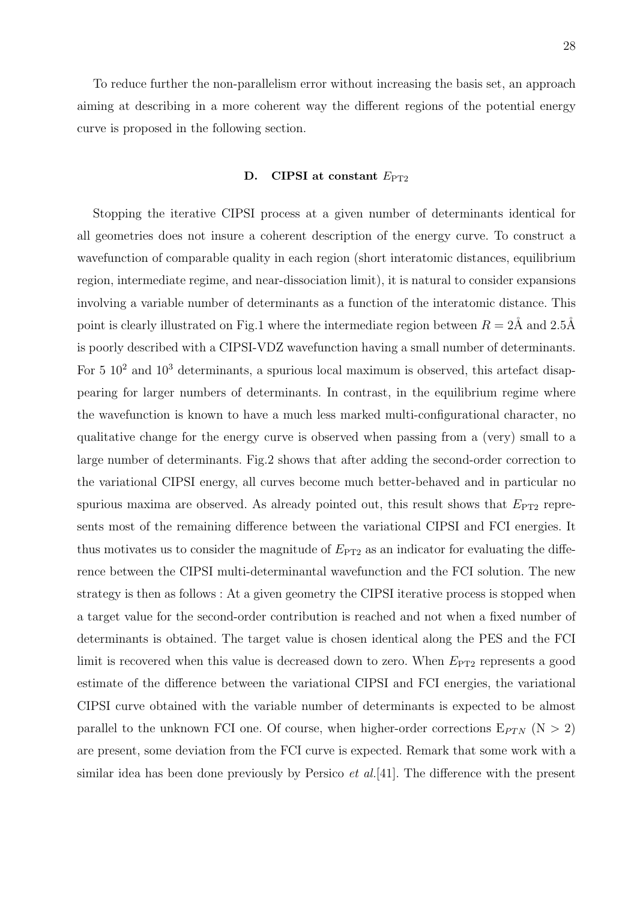To reduce further the non-parallelism error without increasing the basis set, an approach aiming at describing in a more coherent way the different regions of the potential energy curve is proposed in the following section.

### D. CIPSI at constant $E_{\mathrm{PT2}}$

Stopping the iterative CIPSI process at a given number of determinants identical for all geometries does not insure a coherent description of the energy curve. To construct a wavefunction of comparable quality in each region (short interatomic distances, equilibrium region, intermediate regime, and near-dissociation limit), it is natural to consider expansions involving a variable number of determinants as a function of the interatomic distance. This point is clearly illustrated on Fig.1 where the intermediate region between $R = 2$Å and 2.5Å is poorly described with a CIPSI-VDZ wavefunction having a small number of determinants. For $5\ 10^2$ and $10^3$ determinants, a spurious local maximum is observed, this artefact disappearing for larger numbers of determinants. In contrast, in the equilibrium regime where the wavefunction is known to have a much less marked multi-configurational character, no qualitative change for the energy curve is observed when passing from a (very) small to a large number of determinants. Fig.2 shows that after adding the second-order correction to the variational CIPSI energy, all curves become much better-behaved and in particular no spurious maxima are observed. As already pointed out, this result shows that $E_{\mathrm{PT2}}$ represents most of the remaining difference between the variational CIPSI and FCI energies. It thus motivates us to consider the magnitude of $E_{\mathrm{PT2}}$ as an indicator for evaluating the difference between the CIPSI multi-determinantal wavefunction and the FCI solution. The new strategy is then as follows : At a given geometry the CIPSI iterative process is stopped when a target value for the second-order contribution is reached and not when a fixed number of determinants is obtained. The target value is chosen identical along the PES and the FCI limit is recovered when this value is decreased down to zero. When $E_{\mathrm{PT2}}$ represents a good estimate of the difference between the variational CIPSI and FCI energies, the variational CIPSI curve obtained with the variable number of determinants is expected to be almost parallel to the unknown FCI one. Of course, when higher-order corrections $E_{PTN}$ ($N > 2$) are present, some deviation from the FCI curve is expected. Remark that some work with a similar idea has been done previously by Persico *et al.*[41]. The difference with the present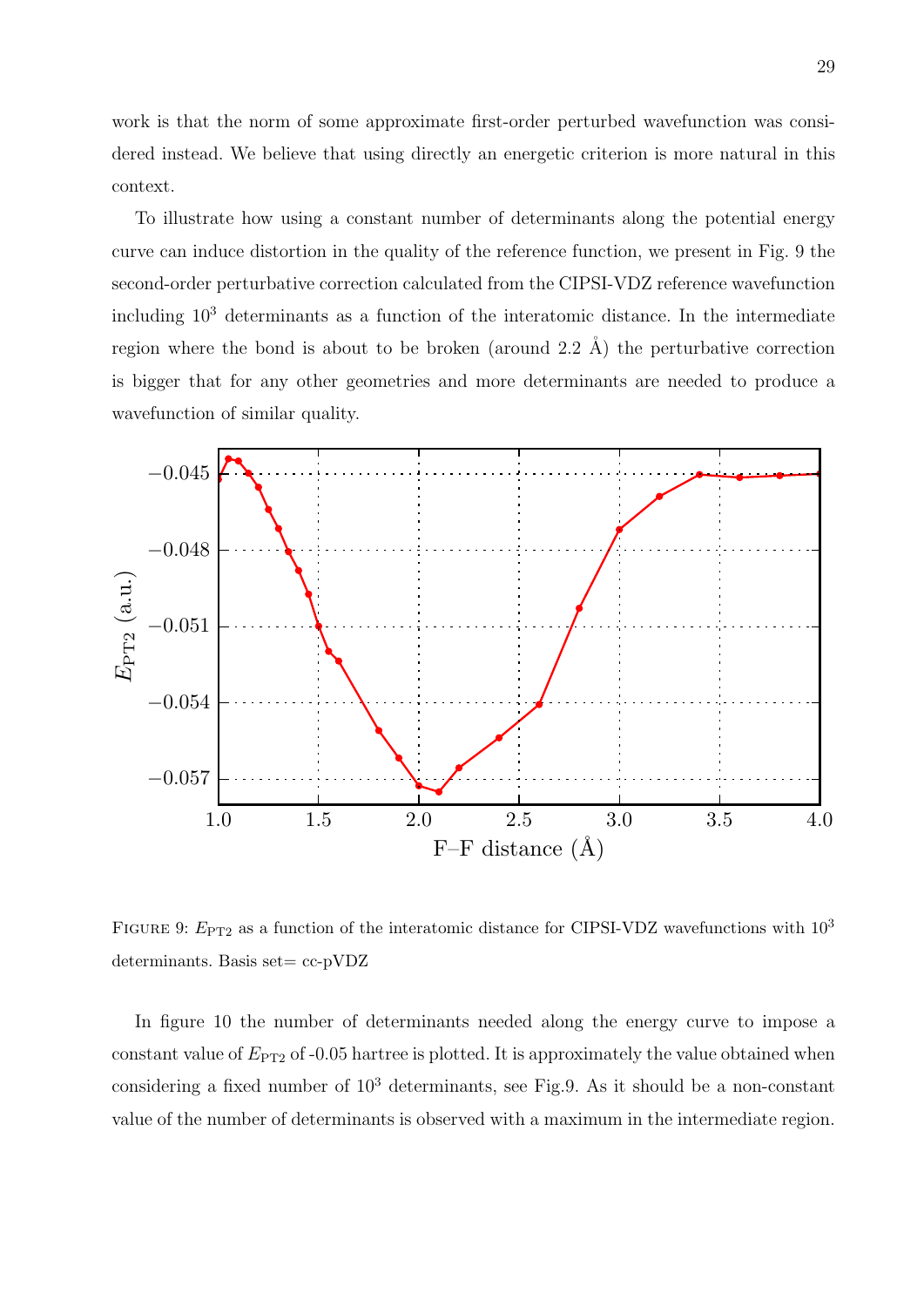work is that the norm of some approximate first-order perturbed wavefunction was considered instead. We believe that using directly an energetic criterion is more natural in this context.

To illustrate how using a constant number of determinants along the potential energy curve can induce distortion in the quality of the reference function, we present in Fig. 9 the second-order perturbative correction calculated from the CIPSI-VDZ reference wavefunction including $10^3$ determinants as a function of the interatomic distance. In the intermediate region where the bond is about to be broken (around 2.2 Å) the perturbative correction is bigger that for any other geometries and more determinants are needed to produce a wavefunction of similar quality.

$E_{\mathrm{PT2}}$ (a.u.)

−0.045
−0.048
−0.051
−0.054
−0.057

1.0 1.5 2.0 2.5 3.0 3.5 4.0

F–F distance (Å)

FIGURE 9: $E_{\mathrm{PT2}}$ as a function of the interatomic distance for CIPSI-VDZ wavefunctions with $10^3$ determinants. Basis set= cc-pVDZ

In figure 10 the number of determinants needed along the energy curve to impose a constant value of $E_{\mathrm{PT2}}$ of -0.05 hartree is plotted. It is approximately the value obtained when considering a fixed number of $10^3$ determinants, see Fig.9. As it should be a non-constant value of the number of determinants is observed with a maximum in the intermediate region.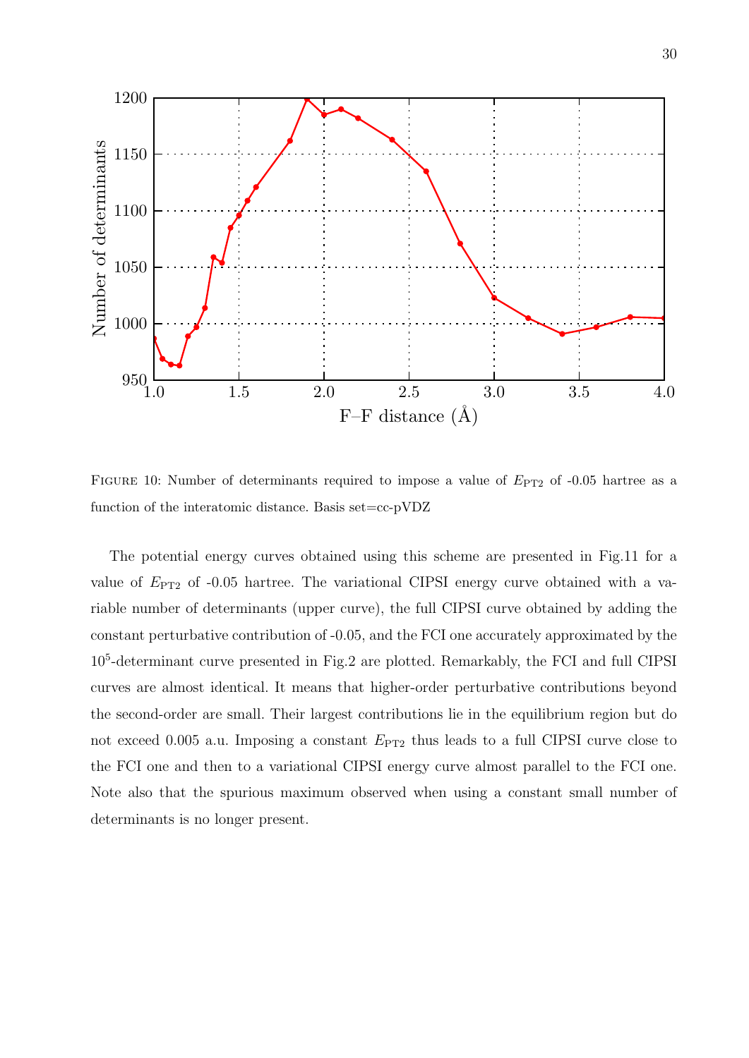1200
1150
1100
1050
1000
950

Number of determinants

1.0 1.5 2.0 2.5 3.0 3.5 4.0

F–F distance (Å)

FIGURE 10: Number of determinants required to impose a value of $E_{\mathrm{PT2}}$ of -0.05 hartree as a function of the interatomic distance. Basis set=cc-pVDZ

The potential energy curves obtained using this scheme are presented in Fig.11 for a value of $E_{\mathrm{PT2}}$ of -0.05 hartree. The variational CIPSI energy curve obtained with a variable number of determinants (upper curve), the full CIPSI curve obtained by adding the constant perturbative contribution of -0.05, and the FCI one accurately approximated by the $10^5$-determinant curve presented in Fig.2 are plotted. Remarkably, the FCI and full CIPSI curves are almost identical. It means that higher-order perturbative contributions beyond the second-order are small. Their largest contributions lie in the equilibrium region but do not exceed 0.005 a.u. Imposing a constant $E_{\mathrm{PT2}}$ thus leads to a full CIPSI curve close to the FCI one and then to a variational CIPSI energy curve almost parallel to the FCI one. Note also that the spurious maximum observed when using a constant small number of determinants is no longer present.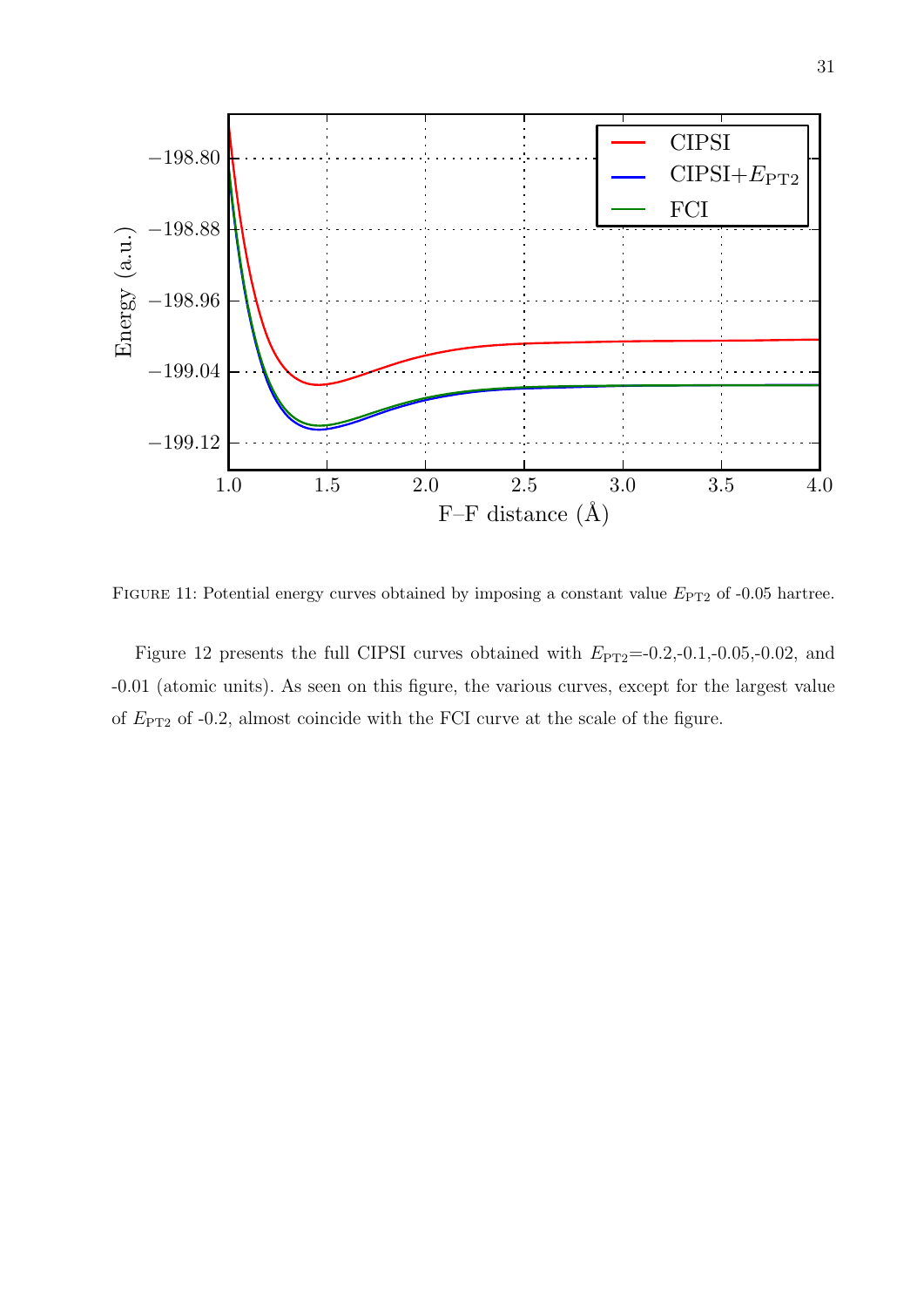CIPSI

CIPSI+$E_{\mathrm{PT2}}$

FCI

−198.80

−198.88

−198.96

−199.04

−199.12

Energy (a.u.)

1.0 1.5 2.0 2.5 3.0 3.5 4.0

F–F distance (Å)

FIGURE 11: Potential energy curves obtained by imposing a constant value $E_{\mathrm{PT2}}$ of -0.05 hartree.

Figure 12 presents the full CIPSI curves obtained with $E_{\mathrm{PT2}}$=-0.2,-0.1,-0.05,-0.02, and -0.01 (atomic units). As seen on this figure, the various curves, except for the largest value of $E_{\mathrm{PT2}}$ of -0.2, almost coincide with the FCI curve at the scale of the figure.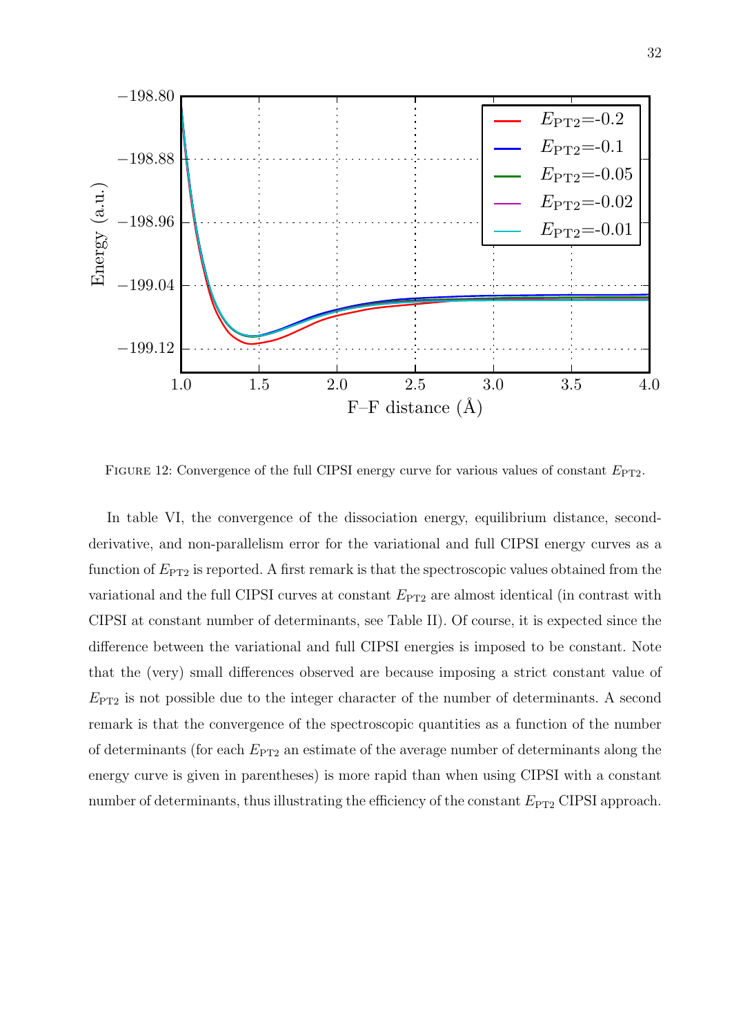FIGURE 12: Convergence of the full CIPSI energy curve for various values of constant $E_{\rm PT2}$.

In table VI, the convergence of the dissociation energy, equilibrium distance, second-derivative, and non-parallelism error for the variational and full CIPSI energy curves as a function of $E_{\rm PT2}$ is reported. A first remark is that the spectroscopic values obtained from the variational and the full CIPSI curves at constant $E_{\rm PT2}$ are almost identical (in contrast with CIPSI at constant number of determinants, see Table II). Of course, it is expected since the difference between the variational and full CIPSI energies is imposed to be constant. Note that the (very) small differences observed are because imposing a strict constant value of $E_{\rm PT2}$ is not possible due to the integer character of the number of determinants. A second remark is that the convergence of the spectroscopic quantities as a function of the number of determinants (for each $E_{\rm PT2}$ an estimate of the average number of determinants along the energy curve is given in parentheses) is more rapid than when using CIPSI with a constant number of determinants, thus illustrating the efficiency of the constant $E_{\rm PT2}$ CIPSI approach.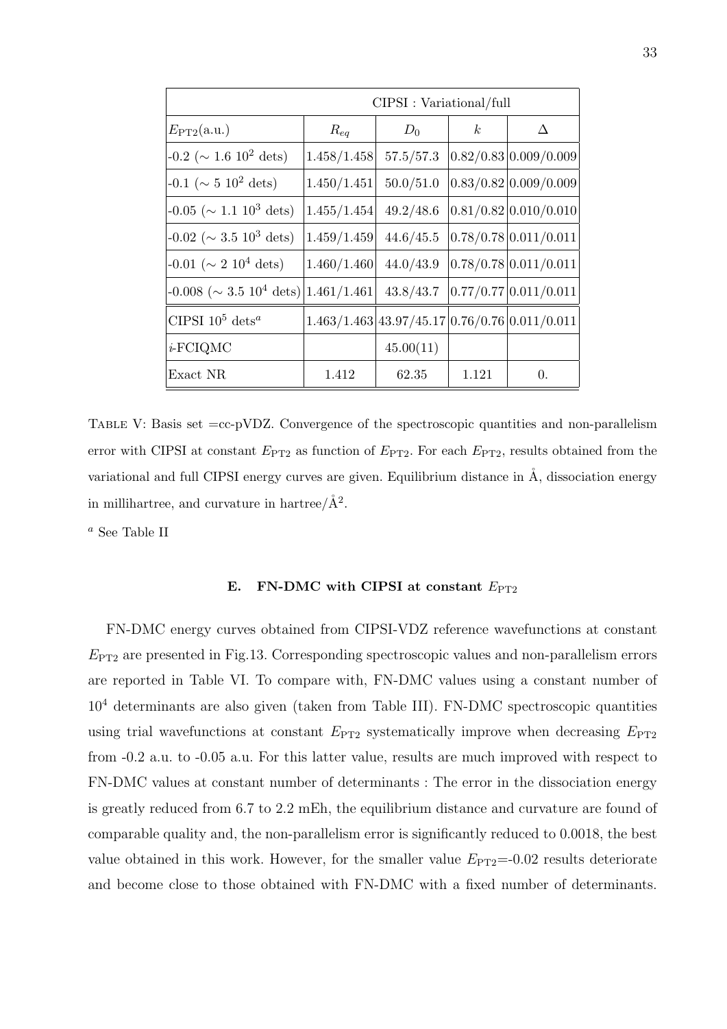| | CIPSI : Variational/full | | | |
|---|---|---|---|---|
| $E_{\rm PT2}$(a.u.) | $R_{eq}$ | $D_0$ | $k$ | $\Delta$ |
| -0.2 ($\sim$ 1.6 $10^2$ dets) | 1.458/1.458 | 57.5/57.3 | 0.82/0.83 | 0.009/0.009 |
| -0.1 ($\sim$ 5 $10^2$ dets) | 1.450/1.451 | 50.0/51.0 | 0.83/0.82 | 0.009/0.009 |
| -0.05 ($\sim$ 1.1 $10^3$ dets) | 1.455/1.454 | 49.2/48.6 | 0.81/0.82 | 0.010/0.010 |
| -0.02 ($\sim$ 3.5 $10^3$ dets) | 1.459/1.459 | 44.6/45.5 | 0.78/0.78 | 0.011/0.011 |
| -0.01 ($\sim$ 2 $10^4$ dets) | 1.460/1.460 | 44.0/43.9 | 0.78/0.78 | 0.011/0.011 |
| -0.008 ($\sim$ 3.5 $10^4$ dets) | 1.461/1.461 | 43.8/43.7 | 0.77/0.77 | 0.011/0.011 |
| CIPSI $10^5$ dets[a] | 1.463/1.463 | 43.97/45.17 | 0.76/0.76 | 0.011/0.011 |
| *i*-FCIQMC | | 45.00(11) | | |
| Exact NR | 1.412 | 62.35 | 1.121 | 0. |

TABLE V: Basis set =cc-pVDZ. Convergence of the spectroscopic quantities and non-parallelism error with CIPSI at constant $E_{\rm PT2}$ as function of $E_{\rm PT2}$. For each $E_{\rm PT2}$, results obtained from the variational and full CIPSI energy curves are given. Equilibrium distance in Å, dissociation energy in millihartree, and curvature in hartree/Å$^2$.

[a] See Table II

### E. FN-DMC with CIPSI at constant $E_{\rm PT2}$

FN-DMC energy curves obtained from CIPSI-VDZ reference wavefunctions at constant $E_{\rm PT2}$ are presented in Fig.13. Corresponding spectroscopic values and non-parallelism errors are reported in Table VI. To compare with, FN-DMC values using a constant number of $10^4$ determinants are also given (taken from Table III). FN-DMC spectroscopic quantities using trial wavefunctions at constant $E_{\rm PT2}$ systematically improve when decreasing $E_{\rm PT2}$ from -0.2 a.u. to -0.05 a.u. For this latter value, results are much improved with respect to FN-DMC values at constant number of determinants : The error in the dissociation energy is greatly reduced from 6.7 to 2.2 mEh, the equilibrium distance and curvature are found of comparable quality and, the non-parallelism error is significantly reduced to 0.0018, the best value obtained in this work. However, for the smaller value $E_{\rm PT2}$=-0.02 results deteriorate and become close to those obtained with FN-DMC with a fixed number of determinants.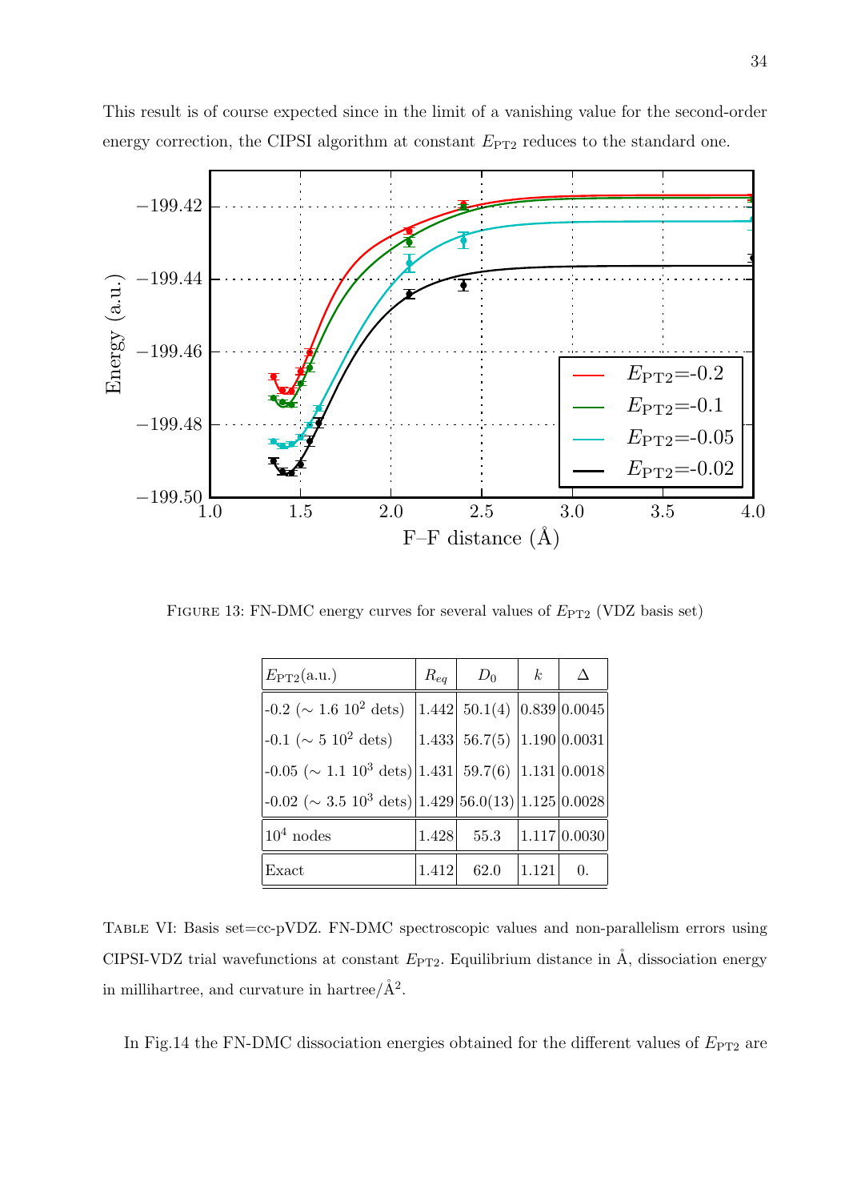This result is of course expected since in the limit of a vanishing value for the second-order energy correction, the CIPSI algorithm at constant $E_{\mathrm{PT2}}$ reduces to the standard one.

−199.42
−199.44
−199.46
−199.48
−199.50
Energy (a.u.)
1.0
1.5
2.0
2.5
3.0
3.5
4.0
F–F distance (Å)
$E_{\mathrm{PT2}}$=-0.2
$E_{\mathrm{PT2}}$=-0.1
$E_{\mathrm{PT2}}$=-0.05
$E_{\mathrm{PT2}}$=-0.02

FIGURE 13: FN-DMC energy curves for several values of $E_{\mathrm{PT2}}$ (VDZ basis set)

| $E_{\mathrm{PT2}}$(a.u.) | $R_{eq}$ | $D_0$ | $k$ | $\Delta$ |
|---|---|---|---|---|
| -0.2 ($\sim$ 1.6 $10^2$ dets) | 1.442 | 50.1(4) | 0.839 | 0.0045 |
| -0.1 ($\sim$ 5 $10^2$ dets) | 1.433 | 56.7(5) | 1.190 | 0.0031 |
| -0.05 ($\sim$ 1.1 $10^3$ dets) | 1.431 | 59.7(6) | 1.131 | 0.0018 |
| -0.02 ($\sim$ 3.5 $10^3$ dets) | 1.429 | 56.0(13) | 1.125 | 0.0028 |
| $10^4$ nodes | 1.428 | 55.3 | 1.117 | 0.0030 |
| Exact | 1.412 | 62.0 | 1.121 | 0. |

TABLE VI: Basis set=cc-pVDZ. FN-DMC spectroscopic values and non-parallelism errors using CIPSI-VDZ trial wavefunctions at constant $E_{\mathrm{PT2}}$. Equilibrium distance in Å, dissociation energy in millihartree, and curvature in hartree/Å$^2$.

In Fig.14 the FN-DMC dissociation energies obtained for the different values of $E_{\mathrm{PT2}}$ are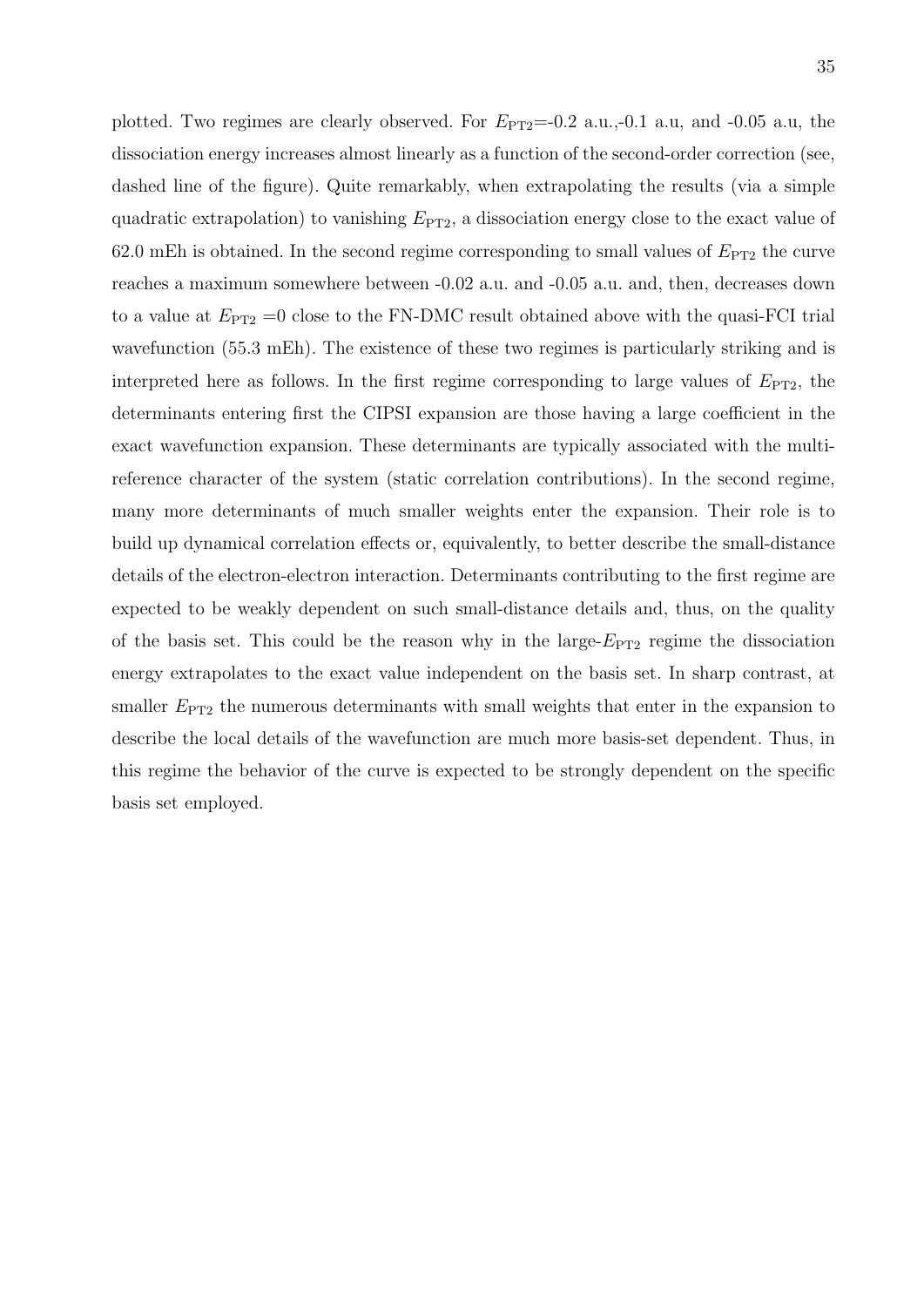plotted. Two regimes are clearly observed. For $E_{\mathrm{PT2}}$=-0.2 a.u.,-0.1 a.u, and -0.05 a.u, the dissociation energy increases almost linearly as a function of the second-order correction (see, dashed line of the figure). Quite remarkably, when extrapolating the results (via a simple quadratic extrapolation) to vanishing $E_{\mathrm{PT2}}$, a dissociation energy close to the exact value of 62.0 mEh is obtained. In the second regime corresponding to small values of $E_{\mathrm{PT2}}$ the curve reaches a maximum somewhere between -0.02 a.u. and -0.05 a.u. and, then, decreases down to a value at $E_{\mathrm{PT2}}$ =0 close to the FN-DMC result obtained above with the quasi-FCI trial wavefunction (55.3 mEh). The existence of these two regimes is particularly striking and is interpreted here as follows. In the first regime corresponding to large values of $E_{\mathrm{PT2}}$, the determinants entering first the CIPSI expansion are those having a large coefficient in the exact wavefunction expansion. These determinants are typically associated with the multi-reference character of the system (static correlation contributions). In the second regime, many more determinants of much smaller weights enter the expansion. Their role is to build up dynamical correlation effects or, equivalently, to better describe the small-distance details of the electron-electron interaction. Determinants contributing to the first regime are expected to be weakly dependent on such small-distance details and, thus, on the quality of the basis set. This could be the reason why in the large-$E_{\mathrm{PT2}}$ regime the dissociation energy extrapolates to the exact value independent on the basis set. In sharp contrast, at smaller $E_{\mathrm{PT2}}$ the numerous determinants with small weights that enter in the expansion to describe the local details of the wavefunction are much more basis-set dependent. Thus, in this regime the behavior of the curve is expected to be strongly dependent on the specific basis set employed.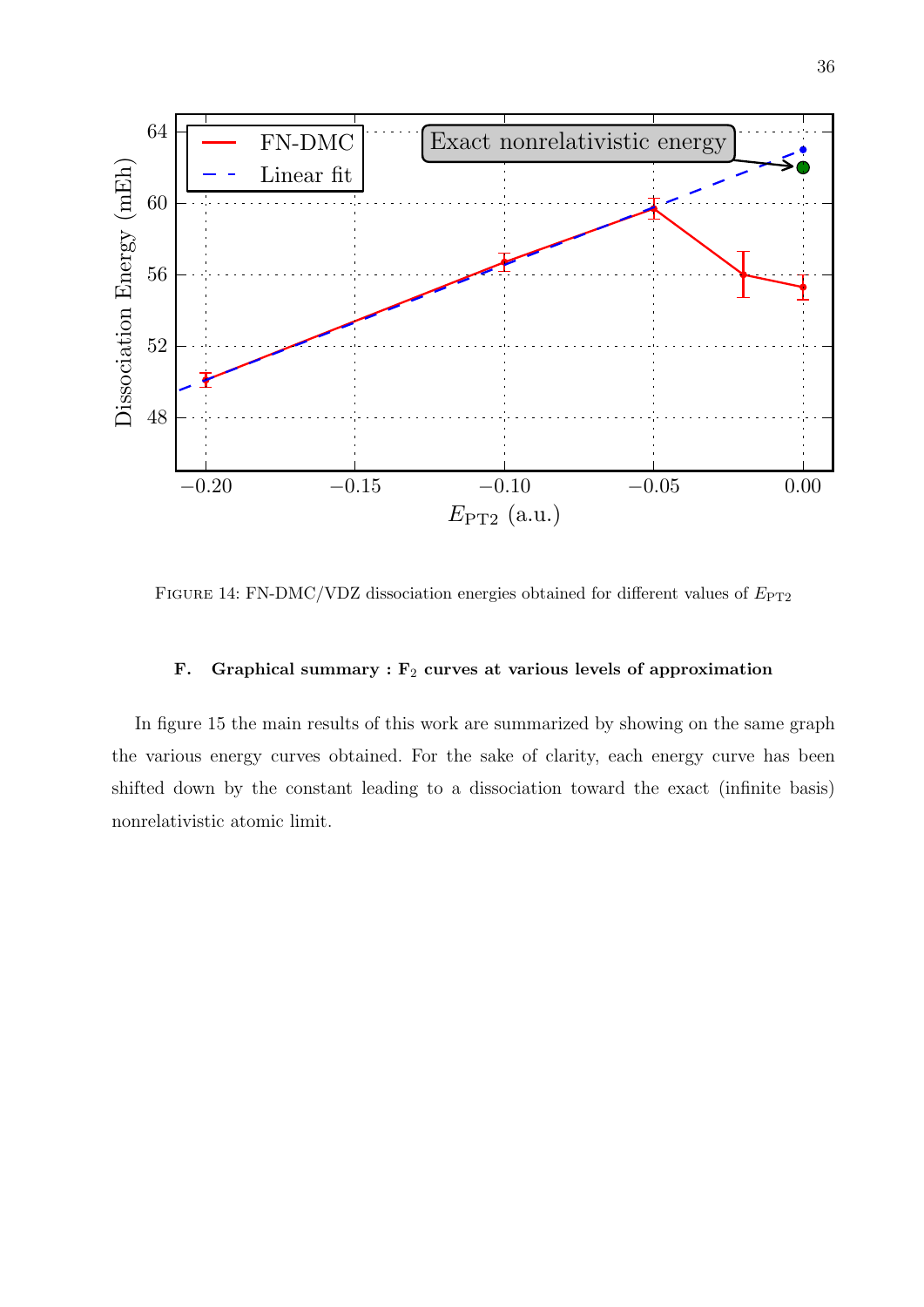Exact nonrelativistic energy

FN-DMC

Linear fit

Dissociation Energy (mEh)

64

60

56

52

48

−0.20

−0.15

−0.10

−0.05

0.00

$E_{\mathrm{PT2}}$ (a.u.)

FIGURE 14: FN-DMC/VDZ dissociation energies obtained for different values of $E_{\mathrm{PT2}}$

### F. Graphical summary : $F_2$ curves at various levels of approximation

In figure 15 the main results of this work are summarized by showing on the same graph the various energy curves obtained. For the sake of clarity, each energy curve has been shifted down by the constant leading to a dissociation toward the exact (infinite basis) nonrelativistic atomic limit.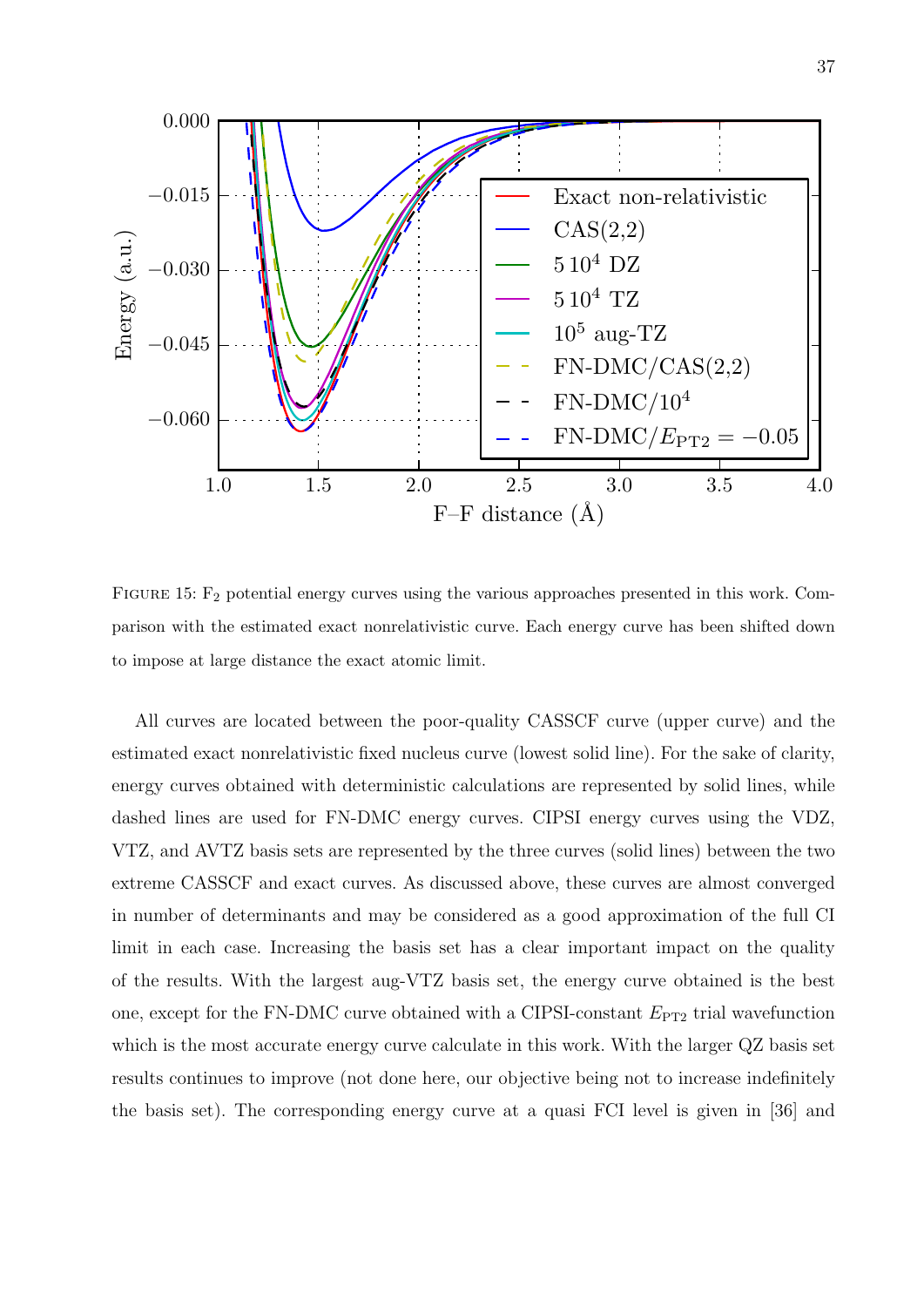0.000
−0.015
−0.030
−0.045
−0.060
Energy (a.u.)
1.0 1.5 2.0 2.5 3.0 3.5 4.0
F–F distance (Å)
Exact non-relativistic
CAS(2,2)
$5\,10^4$ DZ
$5\,10^4$ TZ
$10^5$ aug-TZ
FN-DMC/CAS(2,2)
FN-DMC/$10^4$
FN-DMC/$E_{\mathrm{PT2}} = -0.05$

FIGURE 15: $F_2$ potential energy curves using the various approaches presented in this work. Comparison with the estimated exact nonrelativistic curve. Each energy curve has been shifted down to impose at large distance the exact atomic limit.

All curves are located between the poor-quality CASSCF curve (upper curve) and the estimated exact nonrelativistic fixed nucleus curve (lowest solid line). For the sake of clarity, energy curves obtained with deterministic calculations are represented by solid lines, while dashed lines are used for FN-DMC energy curves. CIPSI energy curves using the VDZ, VTZ, and AVTZ basis sets are represented by the three curves (solid lines) between the two extreme CASSCF and exact curves. As discussed above, these curves are almost converged in number of determinants and may be considered as a good approximation of the full CI limit in each case. Increasing the basis set has a clear important impact on the quality of the results. With the largest aug-VTZ basis set, the energy curve obtained is the best one, except for the FN-DMC curve obtained with a CIPSI-constant $E_{\mathrm{PT2}}$ trial wavefunction which is the most accurate energy curve calculate in this work. With the larger QZ basis set results continues to improve (not done here, our objective being not to increase indefinitely the basis set). The corresponding energy curve at a quasi FCI level is given in [36] and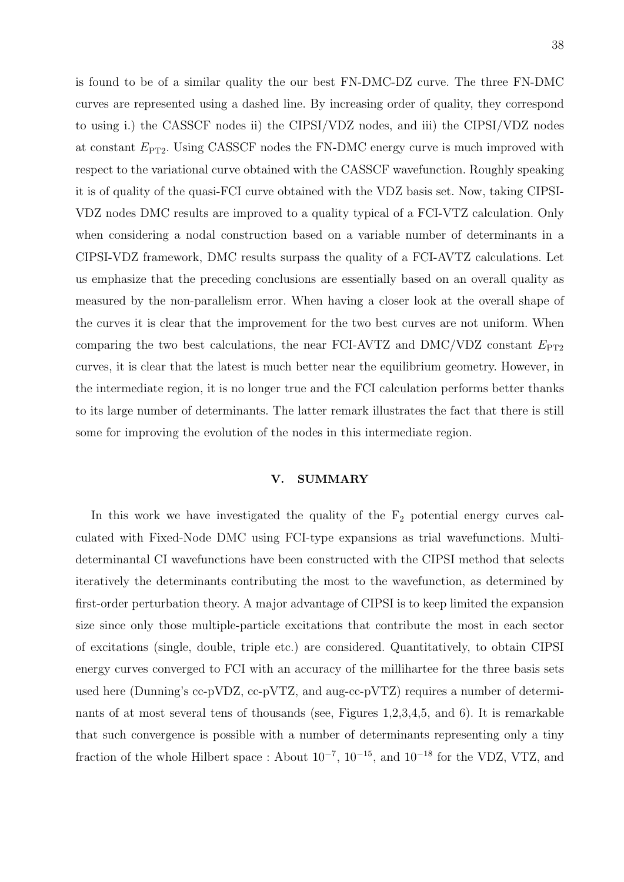is found to be of a similar quality the our best FN-DMC-DZ curve. The three FN-DMC curves are represented using a dashed line. By increasing order of quality, they correspond to using i.) the CASSCF nodes ii) the CIPSI/VDZ nodes, and iii) the CIPSI/VDZ nodes at constant $E_{\rm PT2}$. Using CASSCF nodes the FN-DMC energy curve is much improved with respect to the variational curve obtained with the CASSCF wavefunction. Roughly speaking it is of quality of the quasi-FCI curve obtained with the VDZ basis set. Now, taking CIPSI-VDZ nodes DMC results are improved to a quality typical of a FCI-VTZ calculation. Only when considering a nodal construction based on a variable number of determinants in a CIPSI-VDZ framework, DMC results surpass the quality of a FCI-AVTZ calculations. Let us emphasize that the preceding conclusions are essentially based on an overall quality as measured by the non-parallelism error. When having a closer look at the overall shape of the curves it is clear that the improvement for the two best curves are not uniform. When comparing the two best calculations, the near FCI-AVTZ and DMC/VDZ constant $E_{\rm PT2}$ curves, it is clear that the latest is much better near the equilibrium geometry. However, in the intermediate region, it is no longer true and the FCI calculation performs better thanks to its large number of determinants. The latter remark illustrates the fact that there is still some for improving the evolution of the nodes in this intermediate region.

## V. SUMMARY

In this work we have investigated the quality of the $F_2$ potential energy curves calculated with Fixed-Node DMC using FCI-type expansions as trial wavefunctions. Multi-determinantal CI wavefunctions have been constructed with the CIPSI method that selects iteratively the determinants contributing the most to the wavefunction, as determined by first-order perturbation theory. A major advantage of CIPSI is to keep limited the expansion size since only those multiple-particle excitations that contribute the most in each sector of excitations (single, double, triple etc.) are considered. Quantitatively, to obtain CIPSI energy curves converged to FCI with an accuracy of the millihartee for the three basis sets used here (Dunning's cc-pVDZ, cc-pVTZ, and aug-cc-pVTZ) requires a number of determinants of at most several tens of thousands (see, Figures 1,2,3,4,5, and 6). It is remarkable that such convergence is possible with a number of determinants representing only a tiny fraction of the whole Hilbert space : About $10^{-7}$, $10^{-15}$, and $10^{-18}$ for the VDZ, VTZ, and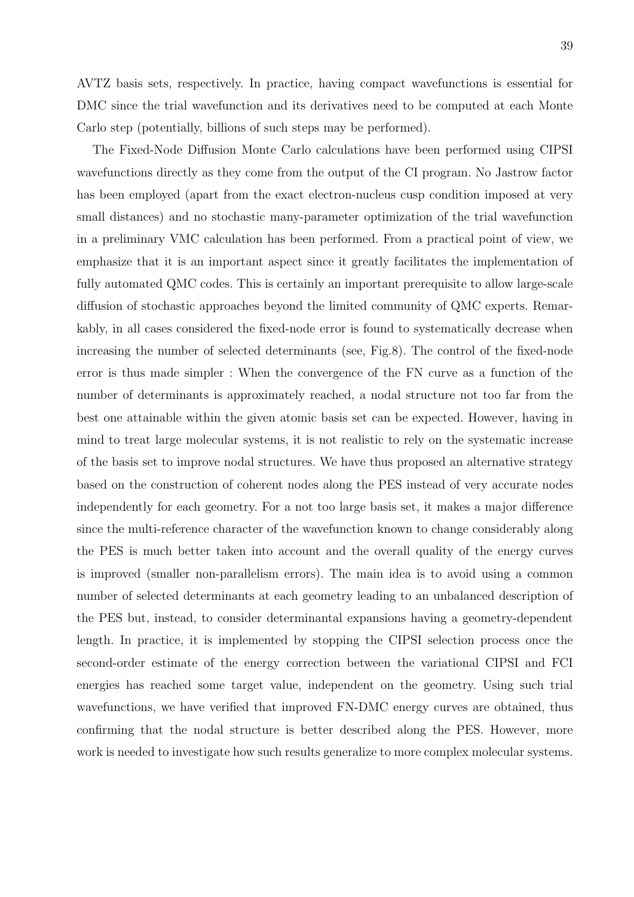AVTZ basis sets, respectively. In practice, having compact wavefunctions is essential for DMC since the trial wavefunction and its derivatives need to be computed at each Monte Carlo step (potentially, billions of such steps may be performed).

The Fixed-Node Diffusion Monte Carlo calculations have been performed using CIPSI wavefunctions directly as they come from the output of the CI program. No Jastrow factor has been employed (apart from the exact electron-nucleus cusp condition imposed at very small distances) and no stochastic many-parameter optimization of the trial wavefunction in a preliminary VMC calculation has been performed. From a practical point of view, we emphasize that it is an important aspect since it greatly facilitates the implementation of fully automated QMC codes. This is certainly an important prerequisite to allow large-scale diffusion of stochastic approaches beyond the limited community of QMC experts. Remarkably, in all cases considered the fixed-node error is found to systematically decrease when increasing the number of selected determinants (see, Fig.8). The control of the fixed-node error is thus made simpler : When the convergence of the FN curve as a function of the number of determinants is approximately reached, a nodal structure not too far from the best one attainable within the given atomic basis set can be expected. However, having in mind to treat large molecular systems, it is not realistic to rely on the systematic increase of the basis set to improve nodal structures. We have thus proposed an alternative strategy based on the construction of coherent nodes along the PES instead of very accurate nodes independently for each geometry. For a not too large basis set, it makes a major difference since the multi-reference character of the wavefunction known to change considerably along the PES is much better taken into account and the overall quality of the energy curves is improved (smaller non-parallelism errors). The main idea is to avoid using a common number of selected determinants at each geometry leading to an unbalanced description of the PES but, instead, to consider determinantal expansions having a geometry-dependent length. In practice, it is implemented by stopping the CIPSI selection process once the second-order estimate of the energy correction between the variational CIPSI and FCI energies has reached some target value, independent on the geometry. Using such trial wavefunctions, we have verified that improved FN-DMC energy curves are obtained, thus confirming that the nodal structure is better described along the PES. However, more work is needed to investigate how such results generalize to more complex molecular systems.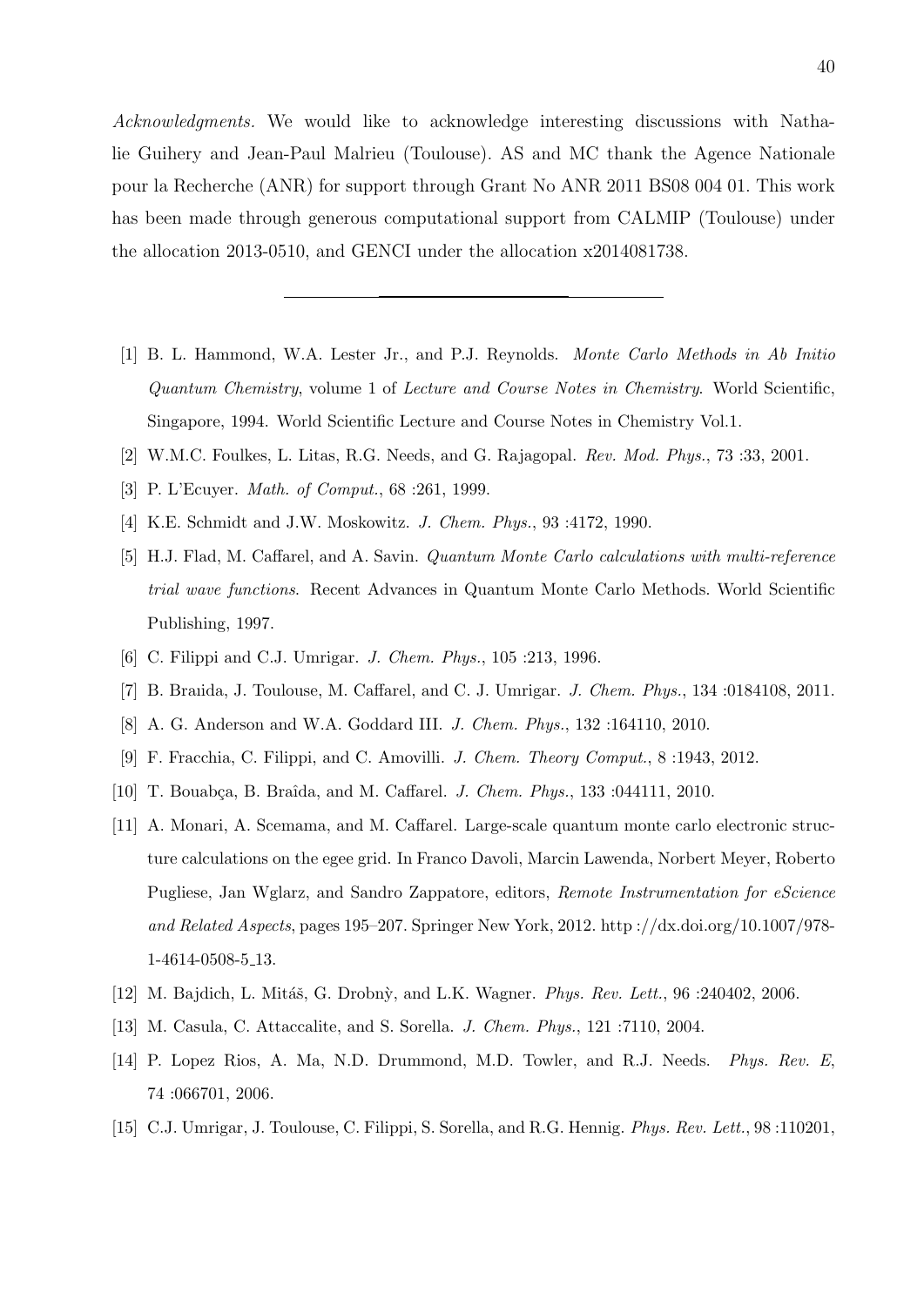*Acknowledgments.* We would like to acknowledge interesting discussions with Nathalie Guihery and Jean-Paul Malrieu (Toulouse). AS and MC thank the Agence Nationale pour la Recherche (ANR) for support through Grant No ANR 2011 BS08 004 01. This work has been made through generous computational support from CALMIP (Toulouse) under the allocation 2013-0510, and GENCI under the allocation x2014081738.

---

[1] B. L. Hammond, W.A. Lester Jr., and P.J. Reynolds. *Monte Carlo Methods in Ab Initio Quantum Chemistry*, volume 1 of *Lecture and Course Notes in Chemistry*. World Scientific, Singapore, 1994. World Scientific Lecture and Course Notes in Chemistry Vol.1.

[2] W.M.C. Foulkes, L. Litas, R.G. Needs, and G. Rajagopal. *Rev. Mod. Phys.*, 73 :33, 2001.

[3] P. L'Ecuyer. *Math. of Comput.*, 68 :261, 1999.

[4] K.E. Schmidt and J.W. Moskowitz. *J. Chem. Phys.*, 93 :4172, 1990.

[5] H.J. Flad, M. Caffarel, and A. Savin. *Quantum Monte Carlo calculations with multi-reference trial wave functions*. Recent Advances in Quantum Monte Carlo Methods. World Scientific Publishing, 1997.

[6] C. Filippi and C.J. Umrigar. *J. Chem. Phys.*, 105 :213, 1996.

[7] B. Braida, J. Toulouse, M. Caffarel, and C. J. Umrigar. *J. Chem. Phys.*, 134 :0184108, 2011.

[8] A. G. Anderson and W.A. Goddard III. *J. Chem. Phys.*, 132 :164110, 2010.

[9] F. Fracchia, C. Filippi, and C. Amovilli. *J. Chem. Theory Comput.*, 8 :1943, 2012.

[10] T. Bouabça, B. Braîda, and M. Caffarel. *J. Chem. Phys.*, 133 :044111, 2010.

[11] A. Monari, A. Scemama, and M. Caffarel. Large-scale quantum monte carlo electronic structure calculations on the egee grid. In Franco Davoli, Marcin Lawenda, Norbert Meyer, Roberto Pugliese, Jan Wglarz, and Sandro Zappatore, editors, *Remote Instrumentation for eScience and Related Aspects*, pages 195–207. Springer New York, 2012. http ://dx.doi.org/10.1007/978-1-4614-0508-5_13.

[12] M. Bajdich, L. Mitáš, G. Drobnỳ, and L.K. Wagner. *Phys. Rev. Lett.*, 96 :240402, 2006.

[13] M. Casula, C. Attaccalite, and S. Sorella. *J. Chem. Phys.*, 121 :7110, 2004.

[14] P. Lopez Rios, A. Ma, N.D. Drummond, M.D. Towler, and R.J. Needs. *Phys. Rev. E*, 74 :066701, 2006.

[15] C.J. Umrigar, J. Toulouse, C. Filippi, S. Sorella, and R.G. Hennig. *Phys. Rev. Lett.*, 98 :110201,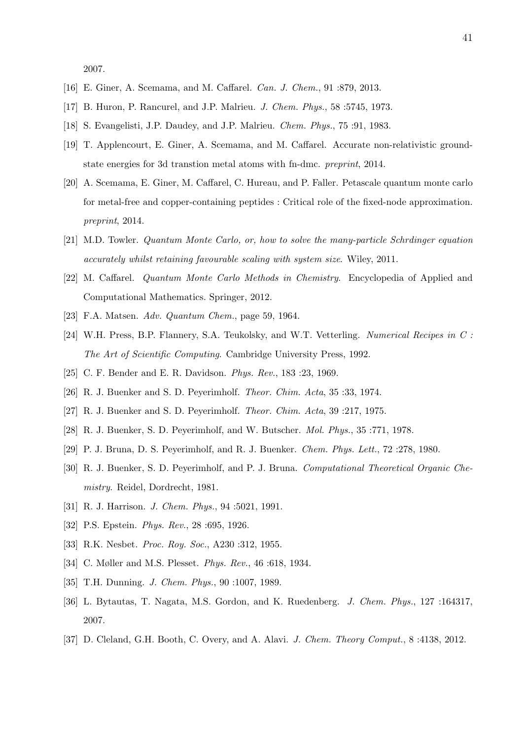2007.

[16] E. Giner, A. Scemama, and M. Caffarel. *Can. J. Chem.*, 91 :879, 2013.

[17] B. Huron, P. Rancurel, and J.P. Malrieu. *J. Chem. Phys.*, 58 :5745, 1973.

[18] S. Evangelisti, J.P. Daudey, and J.P. Malrieu. *Chem. Phys.*, 75 :91, 1983.

[19] T. Applencourt, E. Giner, A. Scemama, and M. Caffarel. Accurate non-relativistic ground-state energies for 3d transtion metal atoms with fn-dmc. *preprint*, 2014.

[20] A. Scemama, E. Giner, M. Caffarel, C. Hureau, and P. Faller. Petascale quantum monte carlo for metal-free and copper-containing peptides : Critical role of the fixed-node approximation. *preprint*, 2014.

[21] M.D. Towler. *Quantum Monte Carlo, or, how to solve the many-particle Schrdinger equation accurately whilst retaining favourable scaling with system size*. Wiley, 2011.

[22] M. Caffarel. *Quantum Monte Carlo Methods in Chemistry*. Encyclopedia of Applied and Computational Mathematics. Springer, 2012.

[23] F.A. Matsen. *Adv. Quantum Chem.*, page 59, 1964.

[24] W.H. Press, B.P. Flannery, S.A. Teukolsky, and W.T. Vetterling. *Numerical Recipes in C : The Art of Scientific Computing*. Cambridge University Press, 1992.

[25] C. F. Bender and E. R. Davidson. *Phys. Rev.*, 183 :23, 1969.

[26] R. J. Buenker and S. D. Peyerimholf. *Theor. Chim. Acta*, 35 :33, 1974.

[27] R. J. Buenker and S. D. Peyerimholf. *Theor. Chim. Acta*, 39 :217, 1975.

[28] R. J. Buenker, S. D. Peyerimholf, and W. Butscher. *Mol. Phys.*, 35 :771, 1978.

[29] P. J. Bruna, D. S. Peyerimholf, and R. J. Buenker. *Chem. Phys. Lett.*, 72 :278, 1980.

[30] R. J. Buenker, S. D. Peyerimholf, and P. J. Bruna. *Computational Theoretical Organic Chemistry*. Reidel, Dordrecht, 1981.

[31] R. J. Harrison. *J. Chem. Phys.*, 94 :5021, 1991.

[32] P.S. Epstein. *Phys. Rev.*, 28 :695, 1926.

[33] R.K. Nesbet. *Proc. Roy. Soc.*, A230 :312, 1955.

[34] C. Møller and M.S. Plesset. *Phys. Rev.*, 46 :618, 1934.

[35] T.H. Dunning. *J. Chem. Phys.*, 90 :1007, 1989.

[36] L. Bytautas, T. Nagata, M.S. Gordon, and K. Ruedenberg. *J. Chem. Phys.*, 127 :164317, 2007.

[37] D. Cleland, G.H. Booth, C. Overy, and A. Alavi. *J. Chem. Theory Comput.*, 8 :4138, 2012.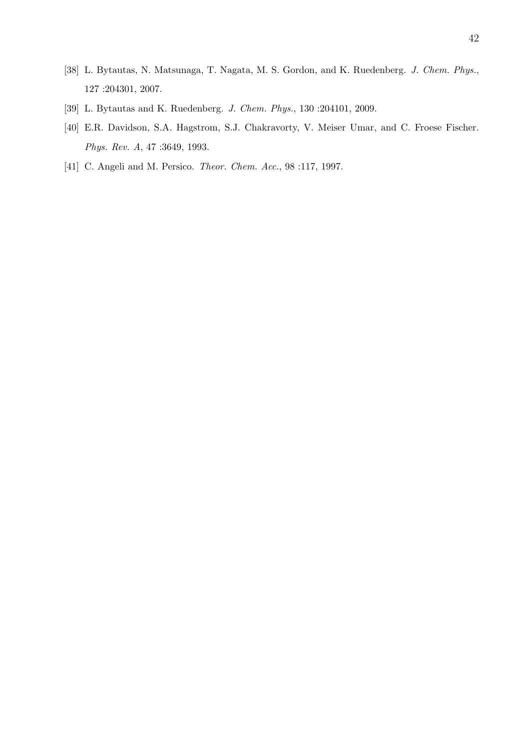[38] L. Bytautas, N. Matsunaga, T. Nagata, M. S. Gordon, and K. Ruedenberg. *J. Chem. Phys.*, 127 :204301, 2007.

[39] L. Bytautas and K. Ruedenberg. *J. Chem. Phys.*, 130 :204101, 2009.

[40] E.R. Davidson, S.A. Hagstrom, S.J. Chakravorty, V. Meiser Umar, and C. Froese Fischer. *Phys. Rev. A*, 47 :3649, 1993.

[41] C. Angeli and M. Persico. *Theor. Chem. Acc.*, 98 :117, 1997.